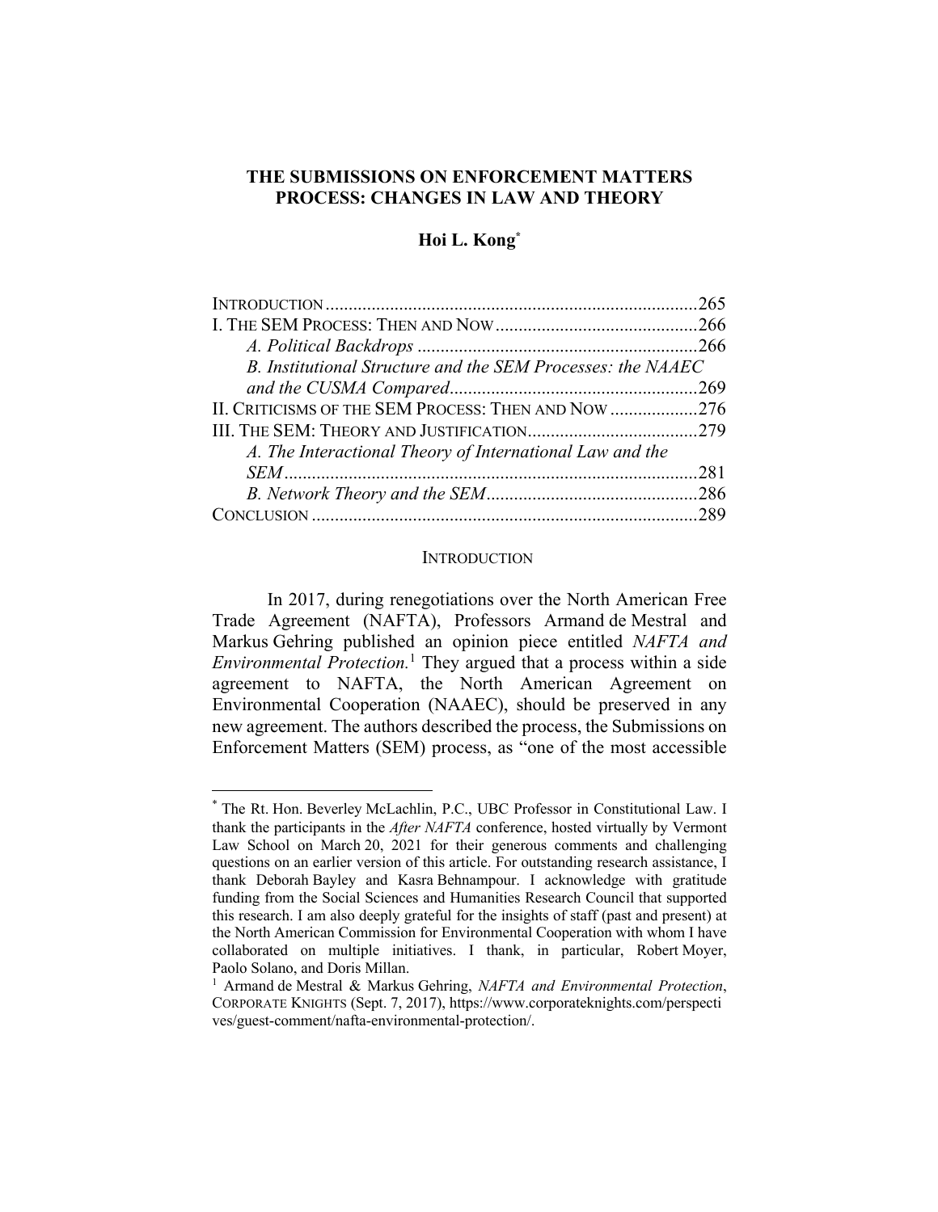# THE SUBMISSIONS ON ENFORCEMENT MATTERS PROCESS: CHANGES IN LAW AND THEORY

**Hoi L. Kong***

INTRODUCTION ....................................................................................265
I. THE SEM PROCESS: THEN AND NOW ............................................266
*A. Political Backdrops* ..............................................................266
*B. Institutional Structure and the SEM Processes: the NAAEC and the CUSMA Compared* ......................................................269
II. CRITICISMS OF THE SEM PROCESS: THEN AND NOW ...................276
III. THE SEM: THEORY AND JUSTIFICATION.....................................279
*A. The Interactional Theory of International Law and the SEM* ..........................................................................................281
*B. Network Theory and the SEM*..............................................286
CONCLUSION ....................................................................................289

## INTRODUCTION

In 2017, during renegotiations over the North American Free Trade Agreement (NAFTA), Professors Armand de Mestral and Markus Gehring published an opinion piece entitled *NAFTA and Environmental Protection.*[1] They argued that a process within a side agreement to NAFTA, the North American Agreement on Environmental Cooperation (NAAEC), should be preserved in any new agreement. The authors described the process, the Submissions on Enforcement Matters (SEM) process, as "one of the most accessible

---

\* The Rt. Hon. Beverley McLachlin, P.C., UBC Professor in Constitutional Law. I thank the participants in the *After NAFTA* conference, hosted virtually by Vermont Law School on March 20, 2021 for their generous comments and challenging questions on an earlier version of this article. For outstanding research assistance, I thank Deborah Bayley and Kasra Behnampour. I acknowledge with gratitude funding from the Social Sciences and Humanities Research Council that supported this research. I am also deeply grateful for the insights of staff (past and present) at the North American Commission for Environmental Cooperation with whom I have collaborated on multiple initiatives. I thank, in particular, Robert Moyer, Paolo Solano, and Doris Millan.

[1] Armand de Mestral & Markus Gehring, *NAFTA and Environmental Protection*, CORPORATE KNIGHTS (Sept. 7, 2017), https://www.corporateknights.com/perspectives/guest-comment/nafta-environmental-protection/.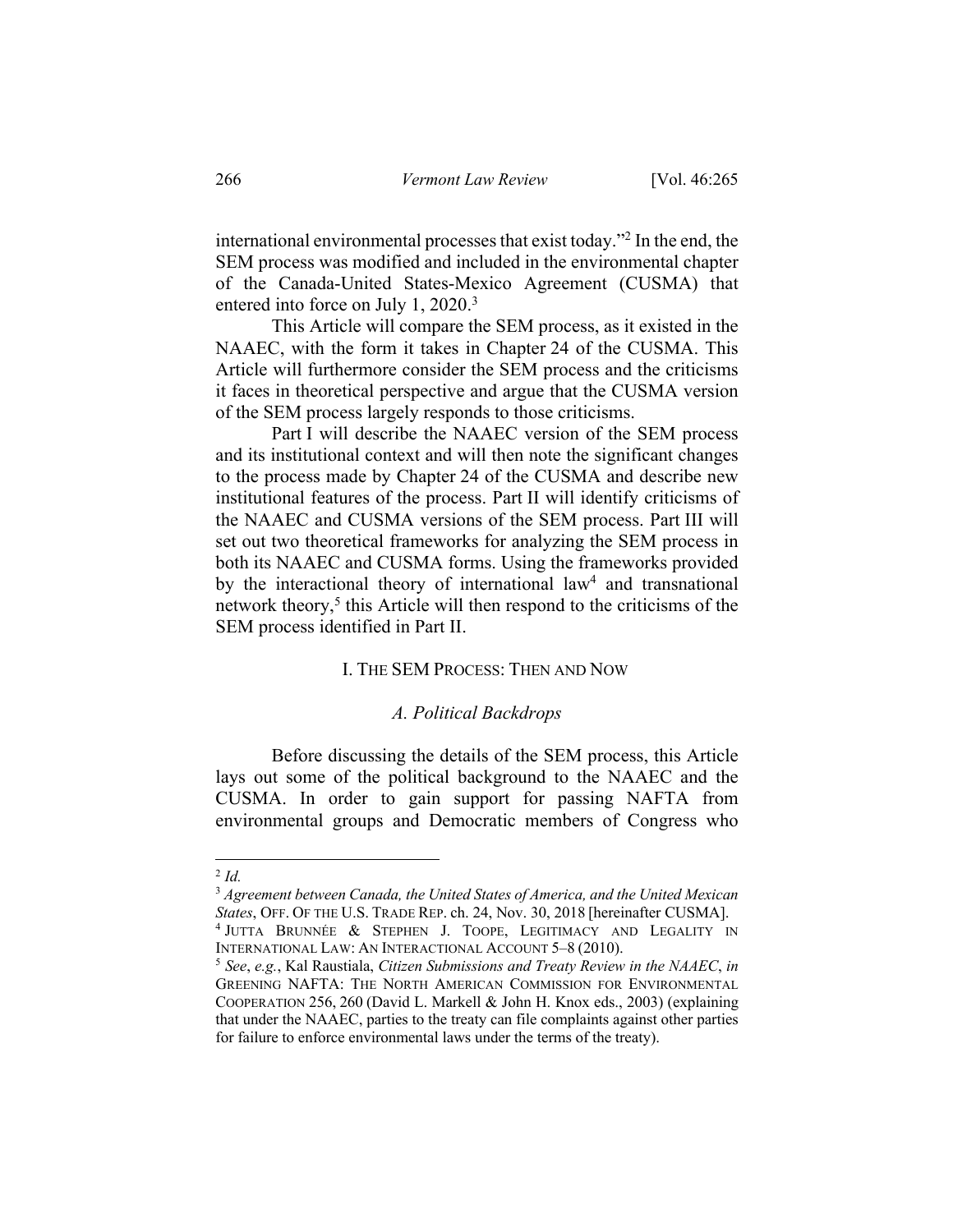international environmental processes that exist today."[2] In the end, the SEM process was modified and included in the environmental chapter of the Canada-United States-Mexico Agreement (CUSMA) that entered into force on July 1, 2020.[3]

This Article will compare the SEM process, as it existed in the NAAEC, with the form it takes in Chapter 24 of the CUSMA. This Article will furthermore consider the SEM process and the criticisms it faces in theoretical perspective and argue that the CUSMA version of the SEM process largely responds to those criticisms.

Part I will describe the NAAEC version of the SEM process and its institutional context and will then note the significant changes to the process made by Chapter 24 of the CUSMA and describe new institutional features of the process. Part II will identify criticisms of the NAAEC and CUSMA versions of the SEM process. Part III will set out two theoretical frameworks for analyzing the SEM process in both its NAAEC and CUSMA forms. Using the frameworks provided by the interactional theory of international law[4] and transnational network theory,[5] this Article will then respond to the criticisms of the SEM process identified in Part II.

## I. THE SEM PROCESS: THEN AND NOW

### *A. Political Backdrops*

Before discussing the details of the SEM process, this Article lays out some of the political background to the NAAEC and the CUSMA. In order to gain support for passing NAFTA from environmental groups and Democratic members of Congress who

---

[2] *Id.*

[3] *Agreement between Canada, the United States of America, and the United Mexican States*, OFF. OF THE U.S. TRADE REP. ch. 24, Nov. 30, 2018 [hereinafter CUSMA].

[4] JUTTA BRUNNÉE & STEPHEN J. TOOPE, LEGITIMACY AND LEGALITY IN INTERNATIONAL LAW: AN INTERACTIONAL ACCOUNT 5–8 (2010).

[5] *See*, *e.g.*, Kal Raustiala, *Citizen Submissions and Treaty Review in the NAAEC*, *in* GREENING NAFTA: THE NORTH AMERICAN COMMISSION FOR ENVIRONMENTAL COOPERATION 256, 260 (David L. Markell & John H. Knox eds., 2003) (explaining that under the NAAEC, parties to the treaty can file complaints against other parties for failure to enforce environmental laws under the terms of the treaty).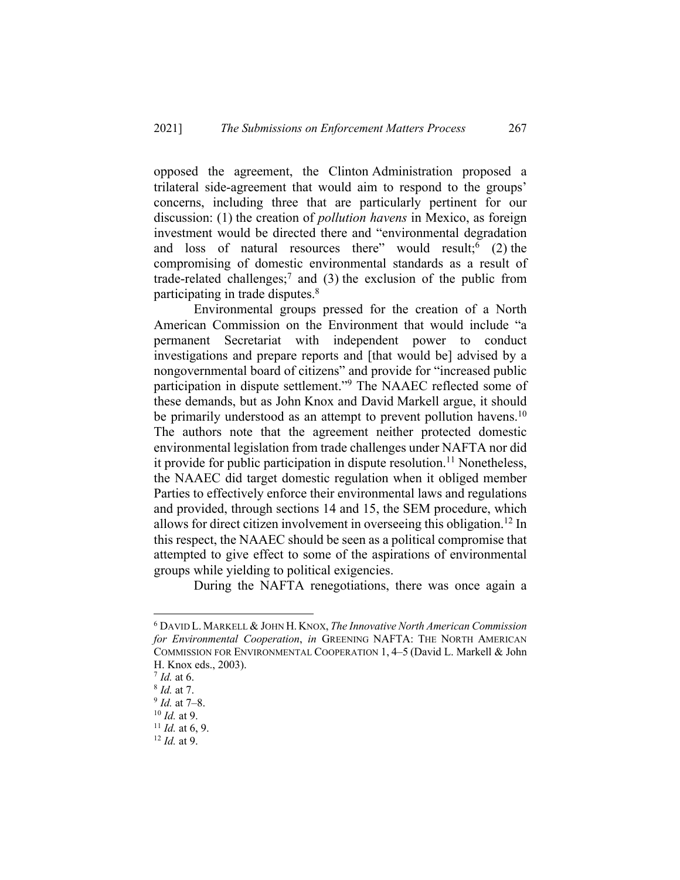opposed the agreement, the Clinton Administration proposed a trilateral side-agreement that would aim to respond to the groups' concerns, including three that are particularly pertinent for our discussion: (1) the creation of *pollution havens* in Mexico, as foreign investment would be directed there and "environmental degradation and loss of natural resources there" would result;[6] (2) the compromising of domestic environmental standards as a result of trade-related challenges;[7] and (3) the exclusion of the public from participating in trade disputes.[8]

Environmental groups pressed for the creation of a North American Commission on the Environment that would include "a permanent Secretariat with independent power to conduct investigations and prepare reports and [that would be] advised by a nongovernmental board of citizens" and provide for "increased public participation in dispute settlement."[9] The NAAEC reflected some of these demands, but as John Knox and David Markell argue, it should be primarily understood as an attempt to prevent pollution havens.[10] The authors note that the agreement neither protected domestic environmental legislation from trade challenges under NAFTA nor did it provide for public participation in dispute resolution.[11] Nonetheless, the NAAEC did target domestic regulation when it obliged member Parties to effectively enforce their environmental laws and regulations and provided, through sections 14 and 15, the SEM procedure, which allows for direct citizen involvement in overseeing this obligation.[12] In this respect, the NAAEC should be seen as a political compromise that attempted to give effect to some of the aspirations of environmental groups while yielding to political exigencies.

During the NAFTA renegotiations, there was once again a

---

[6] DAVID L. MARKELL & JOHN H. KNOX, *The Innovative North American Commission for Environmental Cooperation*, *in* GREENING NAFTA: THE NORTH AMERICAN COMMISSION FOR ENVIRONMENTAL COOPERATION 1, 4–5 (David L. Markell & John H. Knox eds., 2003).

[7] *Id.* at 6.

[8] *Id.* at 7.

[9] *Id.* at 7–8.

[10] *Id.* at 9.

[11] *Id.* at 6, 9.

[12] *Id.* at 9.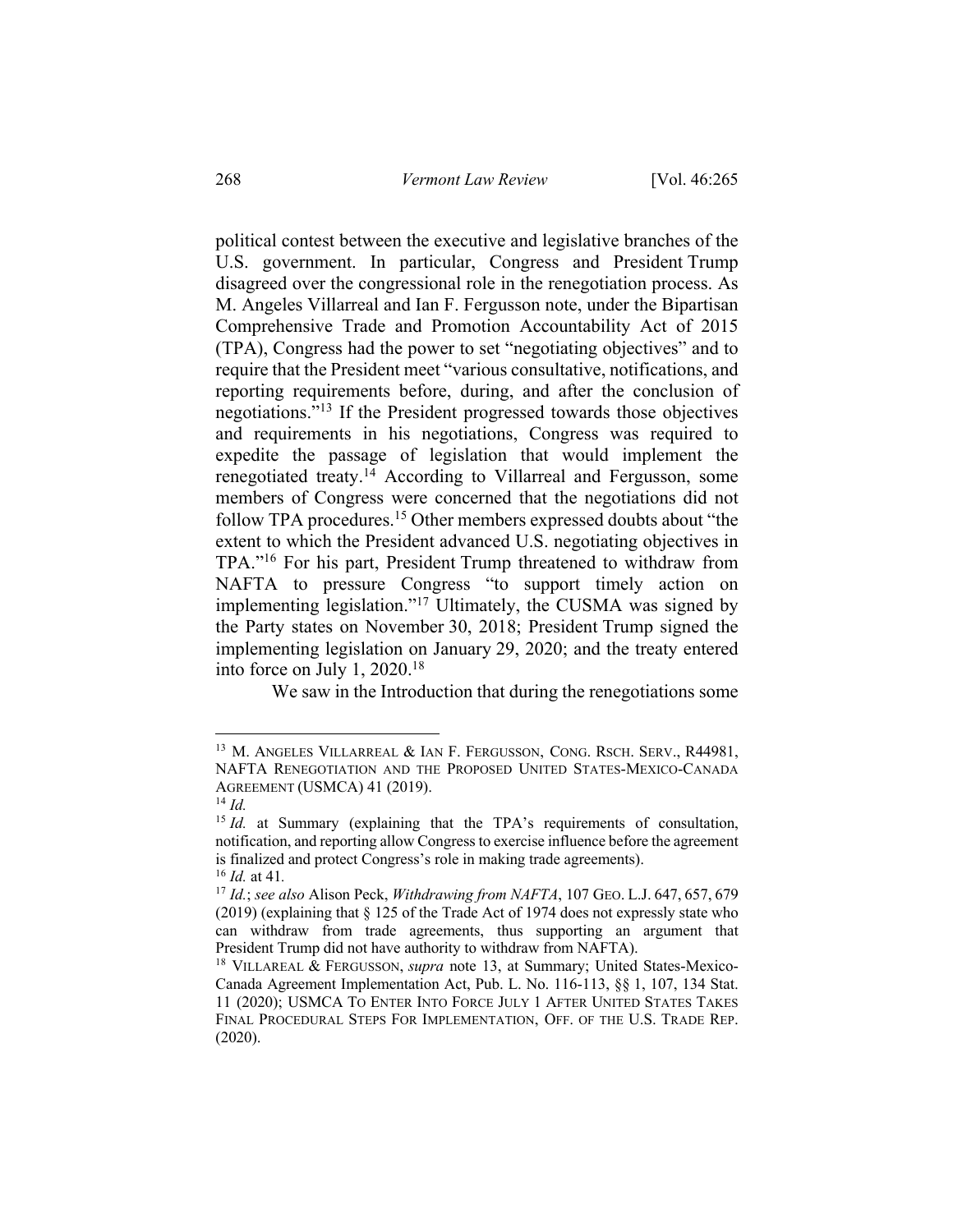political contest between the executive and legislative branches of the U.S. government. In particular, Congress and President Trump disagreed over the congressional role in the renegotiation process. As M. Angeles Villarreal and Ian F. Fergusson note, under the Bipartisan Comprehensive Trade and Promotion Accountability Act of 2015 (TPA), Congress had the power to set "negotiating objectives" and to require that the President meet "various consultative, notifications, and reporting requirements before, during, and after the conclusion of negotiations."[13] If the President progressed towards those objectives and requirements in his negotiations, Congress was required to expedite the passage of legislation that would implement the renegotiated treaty.[14] According to Villarreal and Fergusson, some members of Congress were concerned that the negotiations did not follow TPA procedures.[15] Other members expressed doubts about "the extent to which the President advanced U.S. negotiating objectives in TPA."[16] For his part, President Trump threatened to withdraw from NAFTA to pressure Congress "to support timely action on implementing legislation."[17] Ultimately, the CUSMA was signed by the Party states on November 30, 2018; President Trump signed the implementing legislation on January 29, 2020; and the treaty entered into force on July 1, 2020.[18]

We saw in the Introduction that during the renegotiations some

---

[13] M. ANGELES VILLARREAL & IAN F. FERGUSSON, CONG. RSCH. SERV., R44981, NAFTA RENEGOTIATION AND THE PROPOSED UNITED STATES-MEXICO-CANADA AGREEMENT (USMCA) 41 (2019).

[14] *Id.*

[15] *Id.* at Summary (explaining that the TPA's requirements of consultation, notification, and reporting allow Congress to exercise influence before the agreement is finalized and protect Congress's role in making trade agreements).

[16] *Id.* at 41.

[17] *Id.*; *see also* Alison Peck, *Withdrawing from NAFTA*, 107 GEO. L.J. 647, 657, 679 (2019) (explaining that § 125 of the Trade Act of 1974 does not expressly state who can withdraw from trade agreements, thus supporting an argument that President Trump did not have authority to withdraw from NAFTA).

[18] VILLAREAL & FERGUSSON, *supra* note 13, at Summary; United States-Mexico-Canada Agreement Implementation Act, Pub. L. No. 116-113, §§ 1, 107, 134 Stat. 11 (2020); USMCA TO ENTER INTO FORCE JULY 1 AFTER UNITED STATES TAKES FINAL PROCEDURAL STEPS FOR IMPLEMENTATION, OFF. OF THE U.S. TRADE REP. (2020).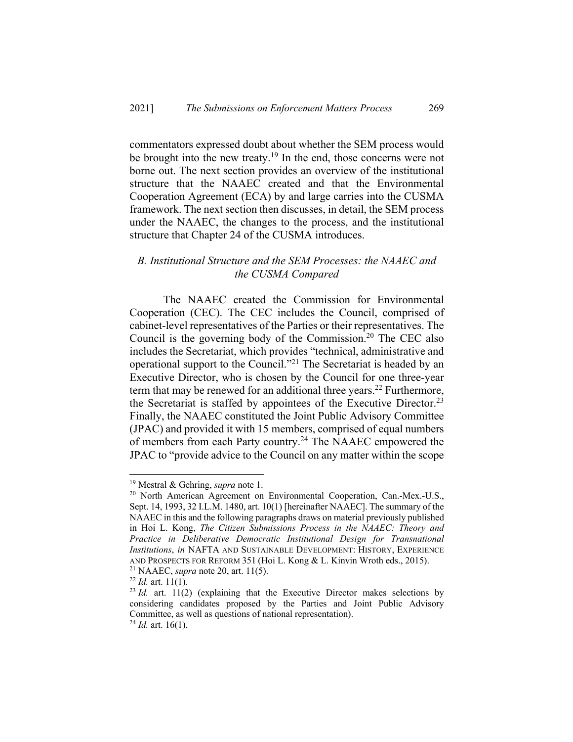commentators expressed doubt about whether the SEM process would be brought into the new treaty.[19] In the end, those concerns were not borne out. The next section provides an overview of the institutional structure that the NAAEC created and that the Environmental Cooperation Agreement (ECA) by and large carries into the CUSMA framework. The next section then discusses, in detail, the SEM process under the NAAEC, the changes to the process, and the institutional structure that Chapter 24 of the CUSMA introduces.

### *B. Institutional Structure and the SEM Processes: the NAAEC and the CUSMA Compared*

The NAAEC created the Commission for Environmental Cooperation (CEC). The CEC includes the Council, comprised of cabinet-level representatives of the Parties or their representatives. The Council is the governing body of the Commission.[20] The CEC also includes the Secretariat, which provides "technical, administrative and operational support to the Council."[21] The Secretariat is headed by an Executive Director, who is chosen by the Council for one three-year term that may be renewed for an additional three years.[22] Furthermore, the Secretariat is staffed by appointees of the Executive Director.[23] Finally, the NAAEC constituted the Joint Public Advisory Committee (JPAC) and provided it with 15 members, comprised of equal numbers of members from each Party country.[24] The NAAEC empowered the JPAC to "provide advice to the Council on any matter within the scope

---

[19] Mestral & Gehring, *supra* note 1.

[20] North American Agreement on Environmental Cooperation, Can.-Mex.-U.S., Sept. 14, 1993, 32 I.L.M. 1480, art. 10(1) [hereinafter NAAEC]. The summary of the NAAEC in this and the following paragraphs draws on material previously published in Hoi L. Kong, *The Citizen Submissions Process in the NAAEC: Theory and Practice in Deliberative Democratic Institutional Design for Transnational Institutions*, *in* NAFTA AND SUSTAINABLE DEVELOPMENT: HISTORY, EXPERIENCE AND PROSPECTS FOR REFORM 351 (Hoi L. Kong & L. Kinvin Wroth eds., 2015).

[21] NAAEC, *supra* note 20, art. 11(5).

[22] *Id.* art. 11(1).

[23] *Id.* art. 11(2) (explaining that the Executive Director makes selections by considering candidates proposed by the Parties and Joint Public Advisory Committee, as well as questions of national representation).

[24] *Id.* art. 16(1).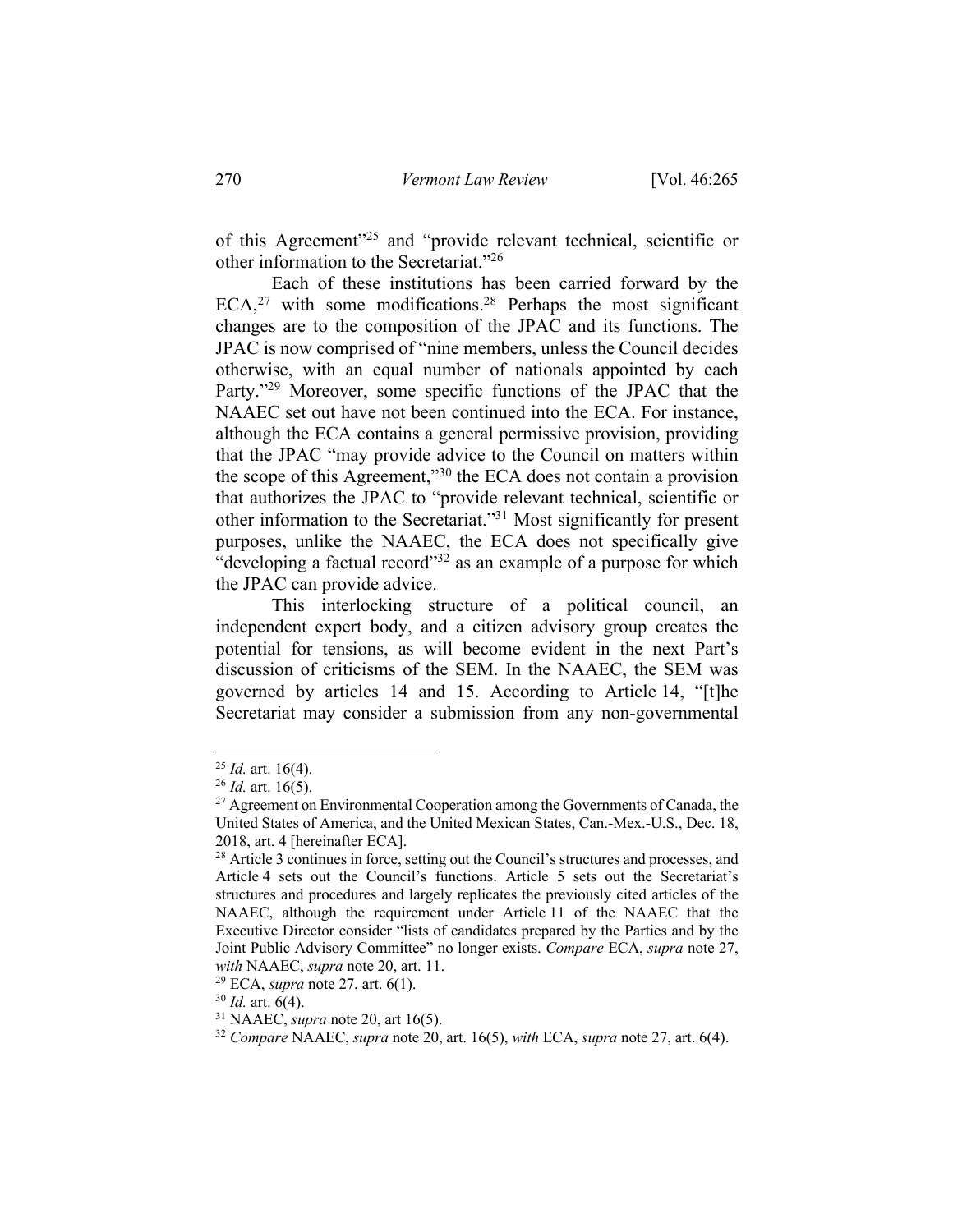of this Agreement"[25] and "provide relevant technical, scientific or other information to the Secretariat."[26]

Each of these institutions has been carried forward by the ECA,[27] with some modifications.[28] Perhaps the most significant changes are to the composition of the JPAC and its functions. The JPAC is now comprised of "nine members, unless the Council decides otherwise, with an equal number of nationals appointed by each Party."[29] Moreover, some specific functions of the JPAC that the NAAEC set out have not been continued into the ECA. For instance, although the ECA contains a general permissive provision, providing that the JPAC "may provide advice to the Council on matters within the scope of this Agreement,"[30] the ECA does not contain a provision that authorizes the JPAC to "provide relevant technical, scientific or other information to the Secretariat."[31] Most significantly for present purposes, unlike the NAAEC, the ECA does not specifically give "developing a factual record"[32] as an example of a purpose for which the JPAC can provide advice.

This interlocking structure of a political council, an independent expert body, and a citizen advisory group creates the potential for tensions, as will become evident in the next Part's discussion of criticisms of the SEM. In the NAAEC, the SEM was governed by articles 14 and 15. According to Article 14, "[t]he Secretariat may consider a submission from any non-governmental

---

[25] *Id.* art. 16(4).

[26] *Id.* art. 16(5).

[27] Agreement on Environmental Cooperation among the Governments of Canada, the United States of America, and the United Mexican States, Can.-Mex.-U.S., Dec. 18, 2018, art. 4 [hereinafter ECA].

[28] Article 3 continues in force, setting out the Council's structures and processes, and Article 4 sets out the Council's functions. Article 5 sets out the Secretariat's structures and procedures and largely replicates the previously cited articles of the NAAEC, although the requirement under Article 11 of the NAAEC that the Executive Director consider "lists of candidates prepared by the Parties and by the Joint Public Advisory Committee" no longer exists. *Compare* ECA, *supra* note 27, *with* NAAEC, *supra* note 20, art. 11.

[29] ECA, *supra* note 27, art. 6(1).

[30] *Id.* art. 6(4).

[31] NAAEC, *supra* note 20, art 16(5).

[32] *Compare* NAAEC, *supra* note 20, art. 16(5), *with* ECA, *supra* note 27, art. 6(4).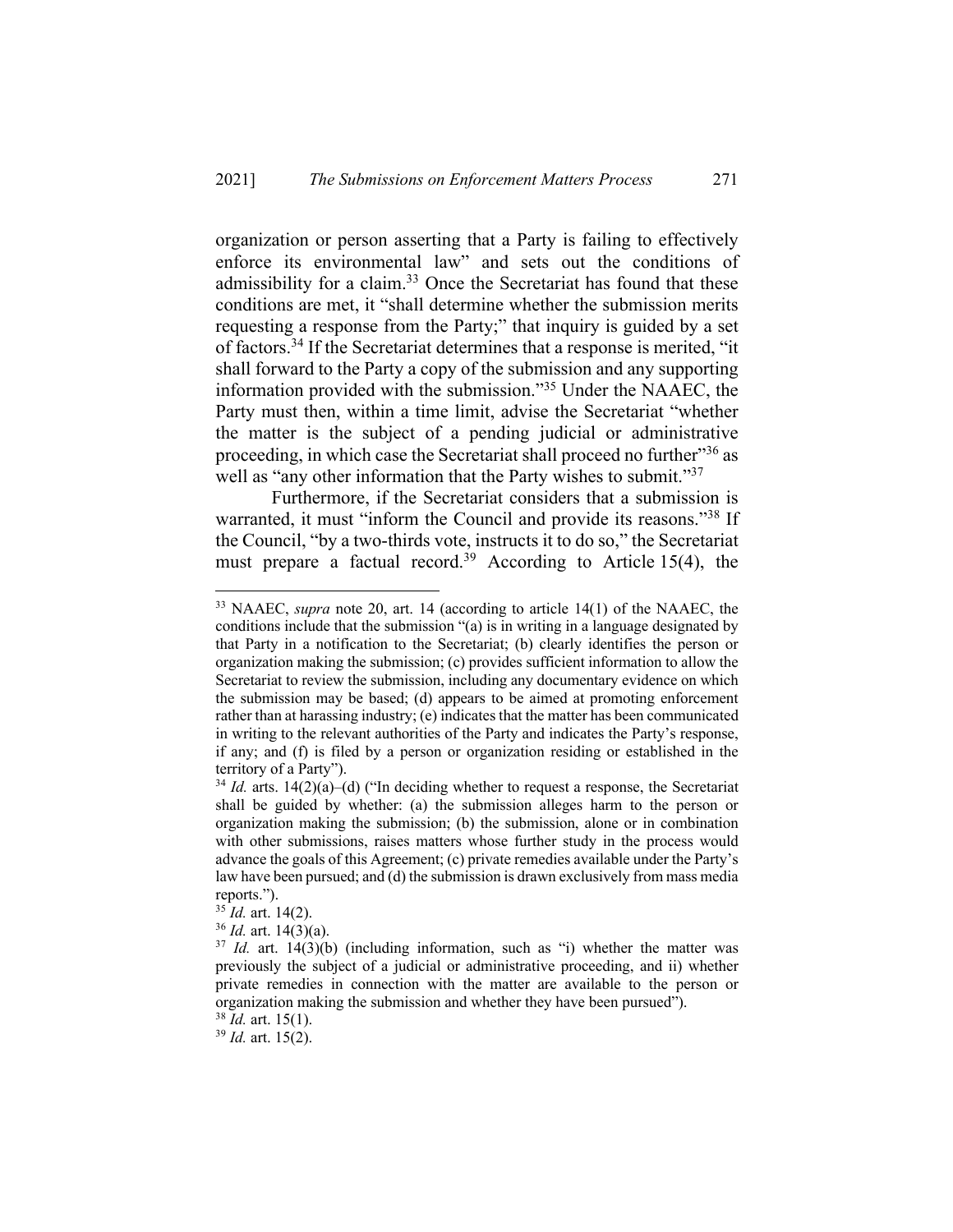organization or person asserting that a Party is failing to effectively enforce its environmental law" and sets out the conditions of admissibility for a claim.[33] Once the Secretariat has found that these conditions are met, it "shall determine whether the submission merits requesting a response from the Party;" that inquiry is guided by a set of factors.[34] If the Secretariat determines that a response is merited, "it shall forward to the Party a copy of the submission and any supporting information provided with the submission."[35] Under the NAAEC, the Party must then, within a time limit, advise the Secretariat "whether the matter is the subject of a pending judicial or administrative proceeding, in which case the Secretariat shall proceed no further"[36] as well as "any other information that the Party wishes to submit."[37]

Furthermore, if the Secretariat considers that a submission is warranted, it must "inform the Council and provide its reasons."[38] If the Council, "by a two-thirds vote, instructs it to do so," the Secretariat must prepare a factual record.[39] According to Article 15(4), the

---

[33] NAAEC, *supra* note 20, art. 14 (according to article 14(1) of the NAAEC, the conditions include that the submission "(a) is in writing in a language designated by that Party in a notification to the Secretariat; (b) clearly identifies the person or organization making the submission; (c) provides sufficient information to allow the Secretariat to review the submission, including any documentary evidence on which the submission may be based; (d) appears to be aimed at promoting enforcement rather than at harassing industry; (e) indicates that the matter has been communicated in writing to the relevant authorities of the Party and indicates the Party's response, if any; and (f) is filed by a person or organization residing or established in the territory of a Party").

[34] *Id.* arts. 14(2)(a)–(d) ("In deciding whether to request a response, the Secretariat shall be guided by whether: (a) the submission alleges harm to the person or organization making the submission; (b) the submission, alone or in combination with other submissions, raises matters whose further study in the process would advance the goals of this Agreement; (c) private remedies available under the Party's law have been pursued; and (d) the submission is drawn exclusively from mass media reports.").

[35] *Id.* art. 14(2).

[36] *Id.* art. 14(3)(a).

[37] *Id.* art. 14(3)(b) (including information, such as "i) whether the matter was previously the subject of a judicial or administrative proceeding, and ii) whether private remedies in connection with the matter are available to the person or organization making the submission and whether they have been pursued").

[38] *Id.* art. 15(1).

[39] *Id.* art. 15(2).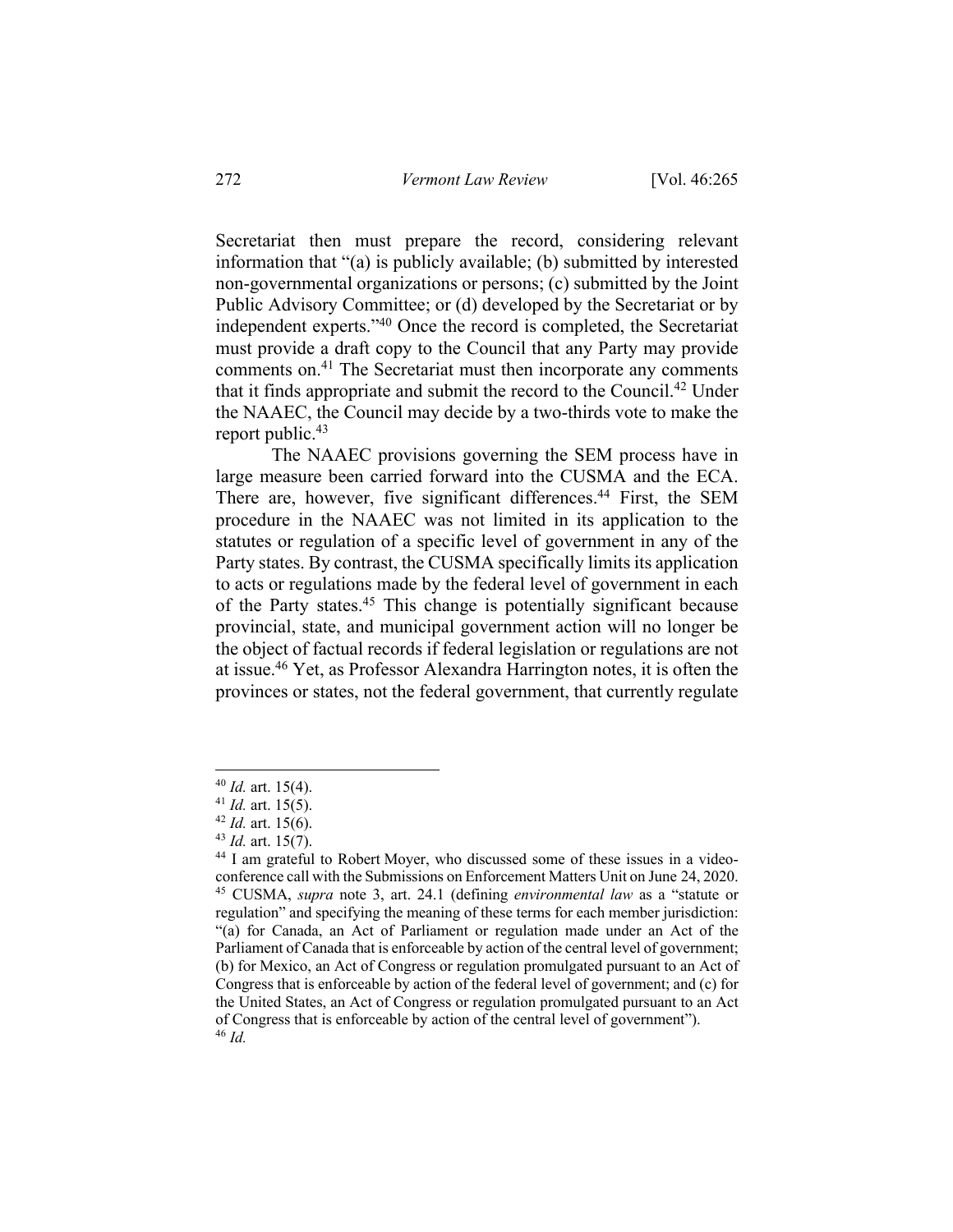Secretariat then must prepare the record, considering relevant information that "(a) is publicly available; (b) submitted by interested non-governmental organizations or persons; (c) submitted by the Joint Public Advisory Committee; or (d) developed by the Secretariat or by independent experts."[40] Once the record is completed, the Secretariat must provide a draft copy to the Council that any Party may provide comments on.[41] The Secretariat must then incorporate any comments that it finds appropriate and submit the record to the Council.[42] Under the NAAEC, the Council may decide by a two-thirds vote to make the report public.[43]

The NAAEC provisions governing the SEM process have in large measure been carried forward into the CUSMA and the ECA. There are, however, five significant differences.[44] First, the SEM procedure in the NAAEC was not limited in its application to the statutes or regulation of a specific level of government in any of the Party states. By contrast, the CUSMA specifically limits its application to acts or regulations made by the federal level of government in each of the Party states.[45] This change is potentially significant because provincial, state, and municipal government action will no longer be the object of factual records if federal legislation or regulations are not at issue.[46] Yet, as Professor Alexandra Harrington notes, it is often the provinces or states, not the federal government, that currently regulate

---

[40] *Id.* art. 15(4).

[41] *Id.* art. 15(5).

[42] *Id.* art. 15(6).

[43] *Id.* art. 15(7).

[44] I am grateful to Robert Moyer, who discussed some of these issues in a video-conference call with the Submissions on Enforcement Matters Unit on June 24, 2020.

[45] CUSMA, *supra* note 3, art. 24.1 (defining *environmental law* as a "statute or regulation" and specifying the meaning of these terms for each member jurisdiction: "(a) for Canada, an Act of Parliament or regulation made under an Act of the Parliament of Canada that is enforceable by action of the central level of government; (b) for Mexico, an Act of Congress or regulation promulgated pursuant to an Act of Congress that is enforceable by action of the federal level of government; and (c) for the United States, an Act of Congress or regulation promulgated pursuant to an Act of Congress that is enforceable by action of the central level of government").

[46] *Id.*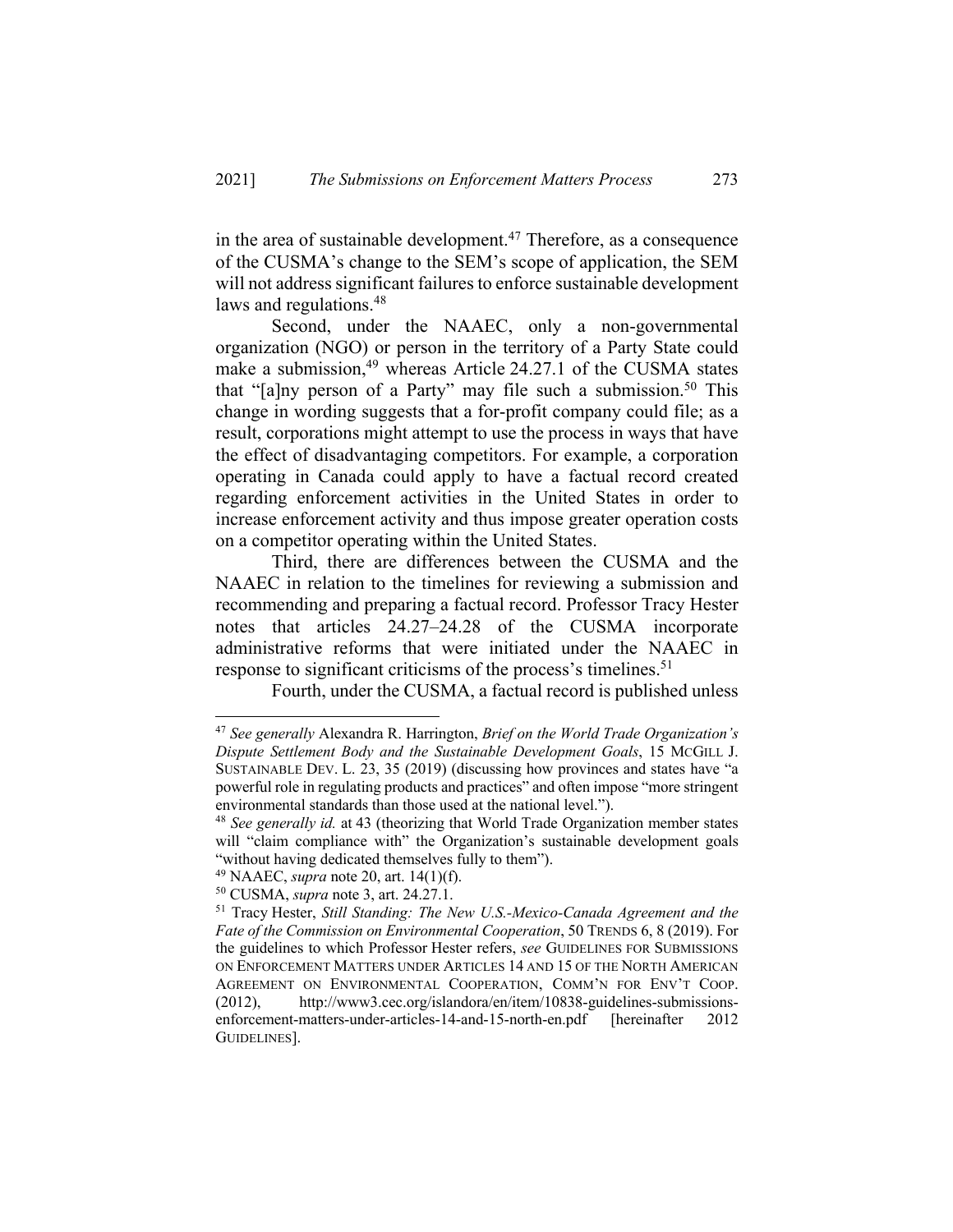in the area of sustainable development.[47] Therefore, as a consequence of the CUSMA's change to the SEM's scope of application, the SEM will not address significant failures to enforce sustainable development laws and regulations.[48]

Second, under the NAAEC, only a non-governmental organization (NGO) or person in the territory of a Party State could make a submission,[49] whereas Article 24.27.1 of the CUSMA states that "[a]ny person of a Party" may file such a submission.[50] This change in wording suggests that a for-profit company could file; as a result, corporations might attempt to use the process in ways that have the effect of disadvantaging competitors. For example, a corporation operating in Canada could apply to have a factual record created regarding enforcement activities in the United States in order to increase enforcement activity and thus impose greater operation costs on a competitor operating within the United States.

Third, there are differences between the CUSMA and the NAAEC in relation to the timelines for reviewing a submission and recommending and preparing a factual record. Professor Tracy Hester notes that articles 24.27–24.28 of the CUSMA incorporate administrative reforms that were initiated under the NAAEC in response to significant criticisms of the process's timelines.[51]

Fourth, under the CUSMA, a factual record is published unless

---

[47] *See generally* Alexandra R. Harrington, *Brief on the World Trade Organization's Dispute Settlement Body and the Sustainable Development Goals*, 15 MCGILL J. SUSTAINABLE DEV. L. 23, 35 (2019) (discussing how provinces and states have "a powerful role in regulating products and practices" and often impose "more stringent environmental standards than those used at the national level.").

[48] *See generally id.* at 43 (theorizing that World Trade Organization member states will "claim compliance with" the Organization's sustainable development goals "without having dedicated themselves fully to them").

[49] NAAEC, *supra* note 20, art. 14(1)(f).

[50] CUSMA, *supra* note 3, art. 24.27.1.

[51] Tracy Hester, *Still Standing: The New U.S.-Mexico-Canada Agreement and the Fate of the Commission on Environmental Cooperation*, 50 TRENDS 6, 8 (2019). For the guidelines to which Professor Hester refers, *see* GUIDELINES FOR SUBMISSIONS ON ENFORCEMENT MATTERS UNDER ARTICLES 14 AND 15 OF THE NORTH AMERICAN AGREEMENT ON ENVIRONMENTAL COOPERATION, COMM'N FOR ENV'T COOP. (2012), http://www3.cec.org/islandora/en/item/10838-guidelines-submissions-enforcement-matters-under-articles-14-and-15-north-en.pdf [hereinafter 2012 GUIDELINES].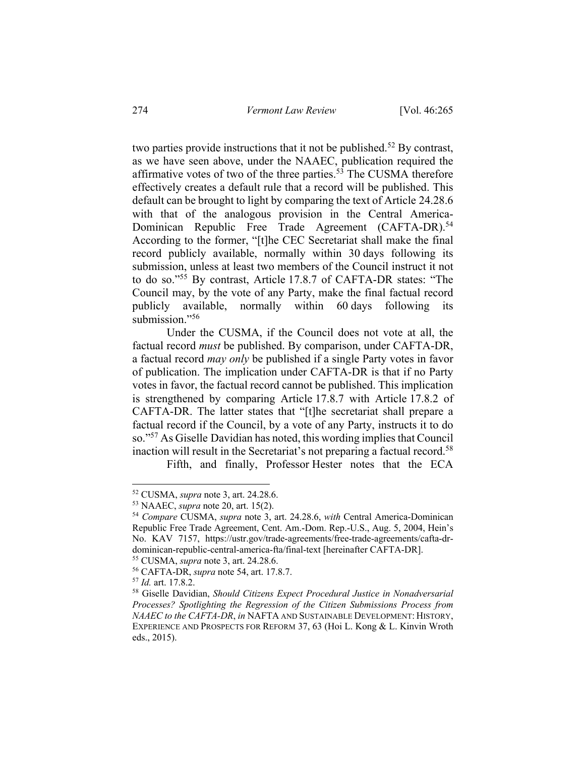two parties provide instructions that it not be published.[52] By contrast, as we have seen above, under the NAAEC, publication required the affirmative votes of two of the three parties.[53] The CUSMA therefore effectively creates a default rule that a record will be published. This default can be brought to light by comparing the text of Article 24.28.6 with that of the analogous provision in the Central America-Dominican Republic Free Trade Agreement (CAFTA-DR).[54] According to the former, "[t]he CEC Secretariat shall make the final record publicly available, normally within 30 days following its submission, unless at least two members of the Council instruct it not to do so."[55] By contrast, Article 17.8.7 of CAFTA-DR states: "The Council may, by the vote of any Party, make the final factual record publicly available, normally within 60 days following its submission."[56]

Under the CUSMA, if the Council does not vote at all, the factual record *must* be published. By comparison, under CAFTA-DR, a factual record *may only* be published if a single Party votes in favor of publication. The implication under CAFTA-DR is that if no Party votes in favor, the factual record cannot be published. This implication is strengthened by comparing Article 17.8.7 with Article 17.8.2 of CAFTA-DR. The latter states that "[t]he secretariat shall prepare a factual record if the Council, by a vote of any Party, instructs it to do so."[57] As Giselle Davidian has noted, this wording implies that Council inaction will result in the Secretariat's not preparing a factual record.[58]

Fifth, and finally, Professor Hester notes that the ECA

---

[52] CUSMA, *supra* note 3, art. 24.28.6.

[53] NAAEC, *supra* note 20, art. 15(2).

[54] *Compare* CUSMA, *supra* note 3, art. 24.28.6, *with* Central America-Dominican Republic Free Trade Agreement, Cent. Am.-Dom. Rep.-U.S., Aug. 5, 2004, Hein's No. KAV 7157, https://ustr.gov/trade-agreements/free-trade-agreements/cafta-dr-dominican-republic-central-america-fta/final-text [hereinafter CAFTA-DR].

[55] CUSMA, *supra* note 3, art. 24.28.6.

[56] CAFTA-DR, *supra* note 54, art. 17.8.7.

[57] *Id.* art. 17.8.2.

[58] Giselle Davidian, *Should Citizens Expect Procedural Justice in Nonadversarial Processes? Spotlighting the Regression of the Citizen Submissions Process from NAAEC to the CAFTA-DR*, *in* NAFTA AND SUSTAINABLE DEVELOPMENT: HISTORY, EXPERIENCE AND PROSPECTS FOR REFORM 37, 63 (Hoi L. Kong & L. Kinvin Wroth eds., 2015).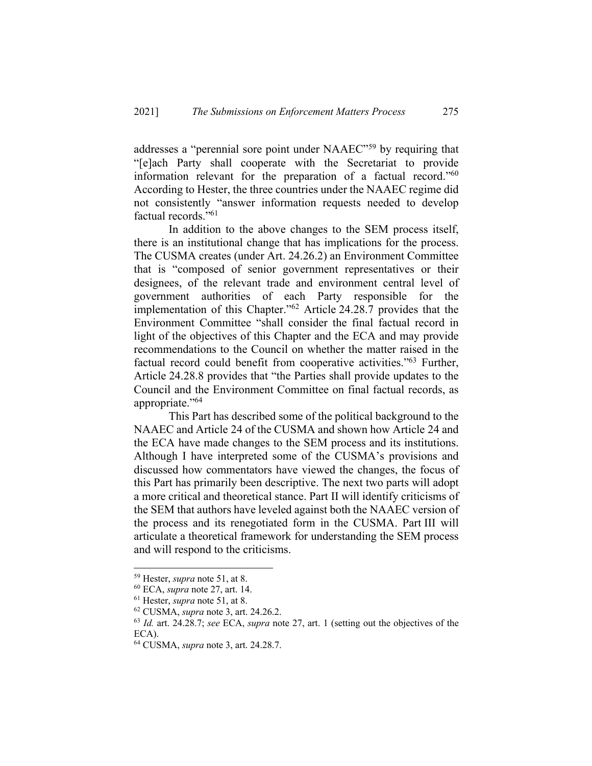addresses a "perennial sore point under NAAEC"[59] by requiring that "[e]ach Party shall cooperate with the Secretariat to provide information relevant for the preparation of a factual record."[60] According to Hester, the three countries under the NAAEC regime did not consistently "answer information requests needed to develop factual records."[61]

In addition to the above changes to the SEM process itself, there is an institutional change that has implications for the process. The CUSMA creates (under Art. 24.26.2) an Environment Committee that is "composed of senior government representatives or their designees, of the relevant trade and environment central level of government authorities of each Party responsible for the implementation of this Chapter."[62] Article 24.28.7 provides that the Environment Committee "shall consider the final factual record in light of the objectives of this Chapter and the ECA and may provide recommendations to the Council on whether the matter raised in the factual record could benefit from cooperative activities."[63] Further, Article 24.28.8 provides that "the Parties shall provide updates to the Council and the Environment Committee on final factual records, as appropriate."[64]

This Part has described some of the political background to the NAAEC and Article 24 of the CUSMA and shown how Article 24 and the ECA have made changes to the SEM process and its institutions. Although I have interpreted some of the CUSMA's provisions and discussed how commentators have viewed the changes, the focus of this Part has primarily been descriptive. The next two parts will adopt a more critical and theoretical stance. Part II will identify criticisms of the SEM that authors have leveled against both the NAAEC version of the process and its renegotiated form in the CUSMA. Part III will articulate a theoretical framework for understanding the SEM process and will respond to the criticisms.

---

[59] Hester, *supra* note 51, at 8.

[60] ECA, *supra* note 27, art. 14.

[61] Hester, *supra* note 51, at 8.

[62] CUSMA, *supra* note 3, art. 24.26.2.

[63] *Id.* art. 24.28.7; *see* ECA, *supra* note 27, art. 1 (setting out the objectives of the ECA).

[64] CUSMA, *supra* note 3, art. 24.28.7.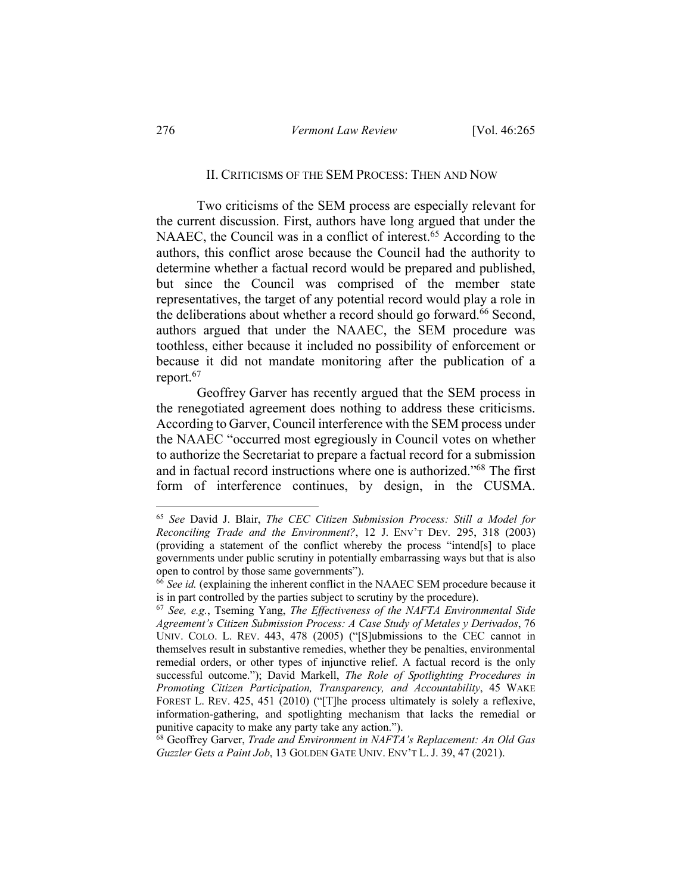## II. Criticisms of the SEM Process: Then and Now

Two criticisms of the SEM process are especially relevant for the current discussion. First, authors have long argued that under the NAAEC, the Council was in a conflict of interest.[65] According to the authors, this conflict arose because the Council had the authority to determine whether a factual record would be prepared and published, but since the Council was comprised of the member state representatives, the target of any potential record would play a role in the deliberations about whether a record should go forward.[66] Second, authors argued that under the NAAEC, the SEM procedure was toothless, either because it included no possibility of enforcement or because it did not mandate monitoring after the publication of a report.[67]

Geoffrey Garver has recently argued that the SEM process in the renegotiated agreement does nothing to address these criticisms. According to Garver, Council interference with the SEM process under the NAAEC "occurred most egregiously in Council votes on whether to authorize the Secretariat to prepare a factual record for a submission and in factual record instructions where one is authorized."[68] The first form of interference continues, by design, in the CUSMA.

---

[65] *See* David J. Blair, *The CEC Citizen Submission Process: Still a Model for Reconciling Trade and the Environment?*, 12 J. ENV'T DEV. 295, 318 (2003) (providing a statement of the conflict whereby the process "intend[s] to place governments under public scrutiny in potentially embarrassing ways but that is also open to control by those same governments").

[66] *See id.* (explaining the inherent conflict in the NAAEC SEM procedure because it is in part controlled by the parties subject to scrutiny by the procedure).

[67] *See, e.g.*, Tseming Yang, *The Effectiveness of the NAFTA Environmental Side Agreement's Citizen Submission Process: A Case Study of Metales y Derivados*, 76 UNIV. COLO. L. REV. 443, 478 (2005) ("[S]ubmissions to the CEC cannot in themselves result in substantive remedies, whether they be penalties, environmental remedial orders, or other types of injunctive relief. A factual record is the only successful outcome."); David Markell, *The Role of Spotlighting Procedures in Promoting Citizen Participation, Transparency, and Accountability*, 45 WAKE FOREST L. REV. 425, 451 (2010) ("[T]he process ultimately is solely a reflexive, information-gathering, and spotlighting mechanism that lacks the remedial or punitive capacity to make any party take any action.").

[68] Geoffrey Garver, *Trade and Environment in NAFTA's Replacement: An Old Gas Guzzler Gets a Paint Job*, 13 GOLDEN GATE UNIV. ENV'T L. J. 39, 47 (2021).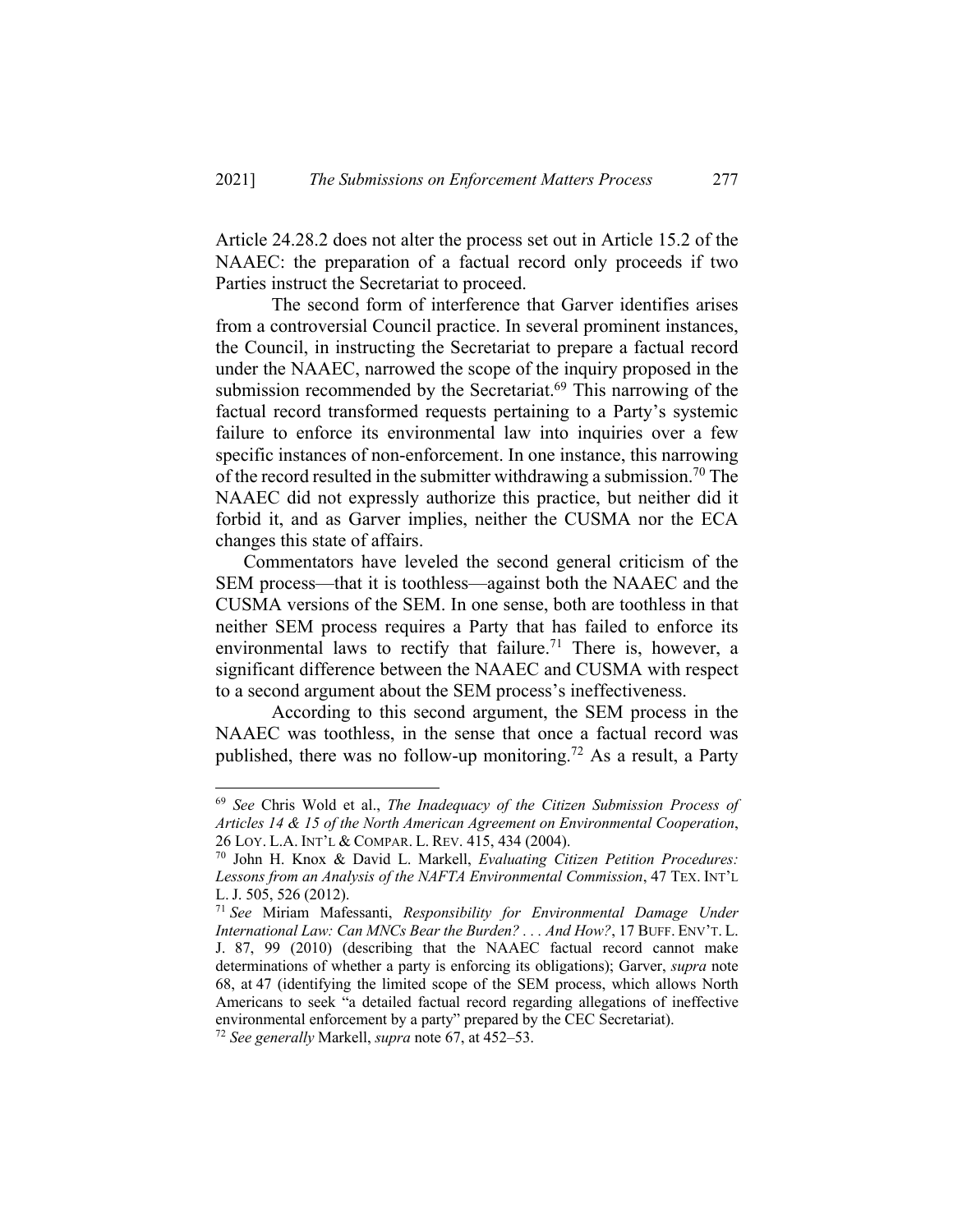Article 24.28.2 does not alter the process set out in Article 15.2 of the NAAEC: the preparation of a factual record only proceeds if two Parties instruct the Secretariat to proceed.

The second form of interference that Garver identifies arises from a controversial Council practice. In several prominent instances, the Council, in instructing the Secretariat to prepare a factual record under the NAAEC, narrowed the scope of the inquiry proposed in the submission recommended by the Secretariat.[69] This narrowing of the factual record transformed requests pertaining to a Party's systemic failure to enforce its environmental law into inquiries over a few specific instances of non-enforcement. In one instance, this narrowing of the record resulted in the submitter withdrawing a submission.[70] The NAAEC did not expressly authorize this practice, but neither did it forbid it, and as Garver implies, neither the CUSMA nor the ECA changes this state of affairs.

Commentators have leveled the second general criticism of the SEM process—that it is toothless—against both the NAAEC and the CUSMA versions of the SEM. In one sense, both are toothless in that neither SEM process requires a Party that has failed to enforce its environmental laws to rectify that failure.[71] There is, however, a significant difference between the NAAEC and CUSMA with respect to a second argument about the SEM process's ineffectiveness.

According to this second argument, the SEM process in the NAAEC was toothless, in the sense that once a factual record was published, there was no follow-up monitoring.[72] As a result, a Party

---

[69] *See* Chris Wold et al., *The Inadequacy of the Citizen Submission Process of Articles 14 & 15 of the North American Agreement on Environmental Cooperation*, 26 LOY. L.A. INT'L & COMPAR. L. REV. 415, 434 (2004).

[70] John H. Knox & David L. Markell, *Evaluating Citizen Petition Procedures: Lessons from an Analysis of the NAFTA Environmental Commission*, 47 TEX. INT'L L. J. 505, 526 (2012).

[71] *See* Miriam Mafessanti, *Responsibility for Environmental Damage Under International Law: Can MNCs Bear the Burden? . . . And How?*, 17 BUFF. ENV'T. L. J. 87, 99 (2010) (describing that the NAAEC factual record cannot make determinations of whether a party is enforcing its obligations); Garver, *supra* note 68, at 47 (identifying the limited scope of the SEM process, which allows North Americans to seek "a detailed factual record regarding allegations of ineffective environmental enforcement by a party" prepared by the CEC Secretariat).

[72] *See generally* Markell, *supra* note 67, at 452–53.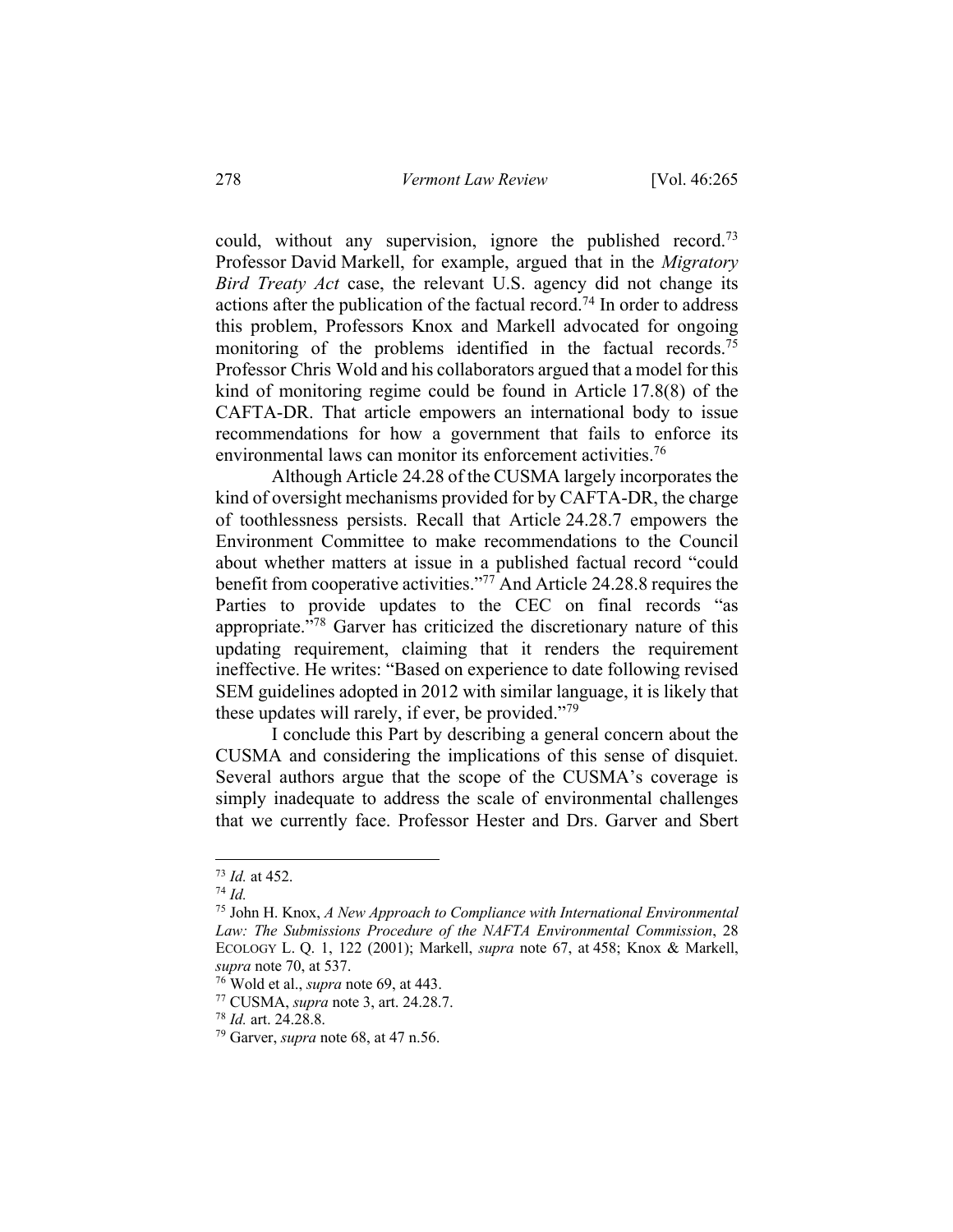could, without any supervision, ignore the published record.[73] Professor David Markell, for example, argued that in the *Migratory Bird Treaty Act* case, the relevant U.S. agency did not change its actions after the publication of the factual record.[74] In order to address this problem, Professors Knox and Markell advocated for ongoing monitoring of the problems identified in the factual records.[75] Professor Chris Wold and his collaborators argued that a model for this kind of monitoring regime could be found in Article 17.8(8) of the CAFTA-DR. That article empowers an international body to issue recommendations for how a government that fails to enforce its environmental laws can monitor its enforcement activities.[76]

Although Article 24.28 of the CUSMA largely incorporates the kind of oversight mechanisms provided for by CAFTA-DR, the charge of toothlessness persists. Recall that Article 24.28.7 empowers the Environment Committee to make recommendations to the Council about whether matters at issue in a published factual record "could benefit from cooperative activities."[77] And Article 24.28.8 requires the Parties to provide updates to the CEC on final records "as appropriate."[78] Garver has criticized the discretionary nature of this updating requirement, claiming that it renders the requirement ineffective. He writes: "Based on experience to date following revised SEM guidelines adopted in 2012 with similar language, it is likely that these updates will rarely, if ever, be provided."[79]

I conclude this Part by describing a general concern about the CUSMA and considering the implications of this sense of disquiet. Several authors argue that the scope of the CUSMA's coverage is simply inadequate to address the scale of environmental challenges that we currently face. Professor Hester and Drs. Garver and Sbert

---

[73] *Id.* at 452.

[74] *Id.*

[75] John H. Knox, *A New Approach to Compliance with International Environmental Law: The Submissions Procedure of the NAFTA Environmental Commission*, 28 ECOLOGY L. Q. 1, 122 (2001); Markell, *supra* note 67, at 458; Knox & Markell, *supra* note 70, at 537.

[76] Wold et al., *supra* note 69, at 443.

[77] CUSMA, *supra* note 3, art. 24.28.7.

[78] *Id.* art. 24.28.8.

[79] Garver, *supra* note 68, at 47 n.56.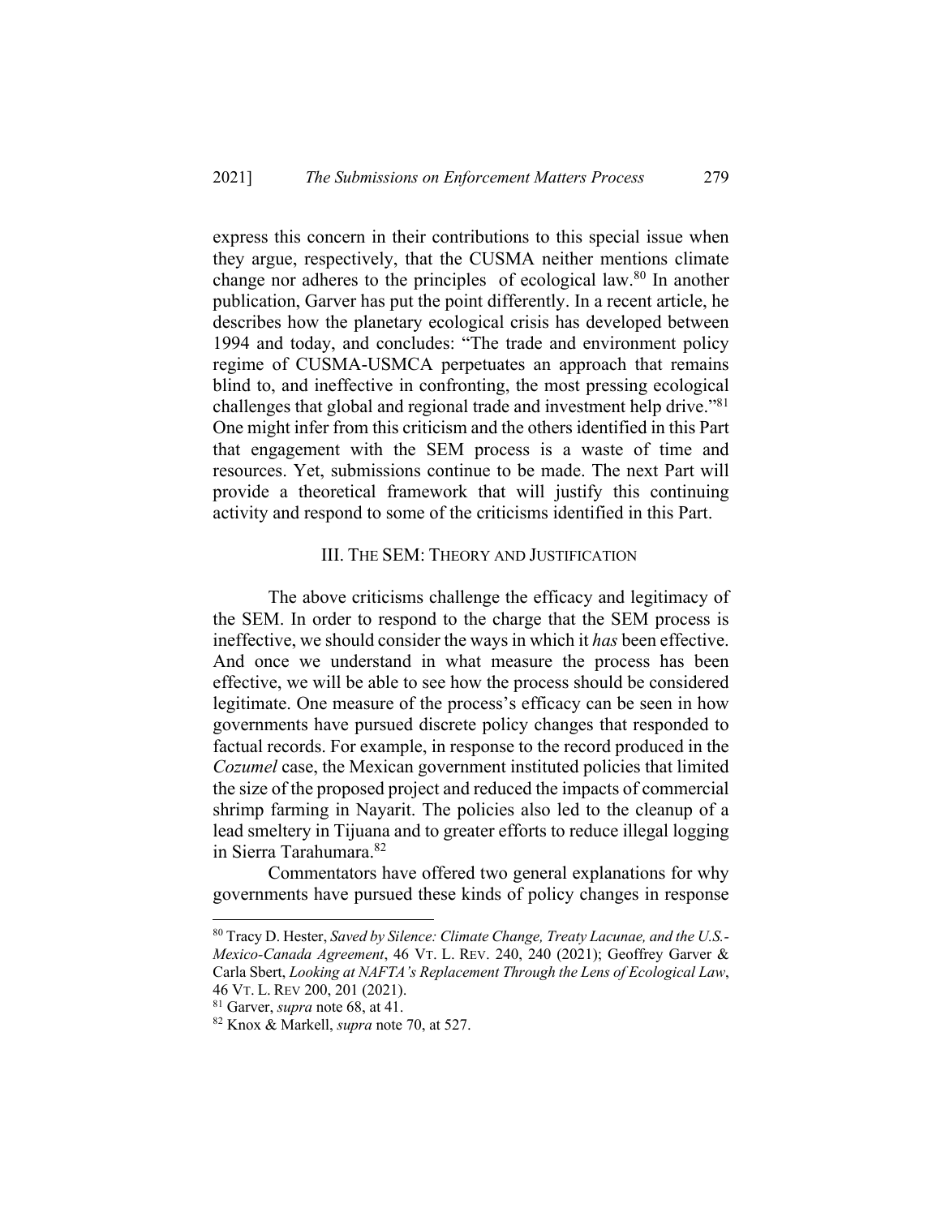express this concern in their contributions to this special issue when they argue, respectively, that the CUSMA neither mentions climate change nor adheres to the principles of ecological law.[80] In another publication, Garver has put the point differently. In a recent article, he describes how the planetary ecological crisis has developed between 1994 and today, and concludes: "The trade and environment policy regime of CUSMA-USMCA perpetuates an approach that remains blind to, and ineffective in confronting, the most pressing ecological challenges that global and regional trade and investment help drive."[81] One might infer from this criticism and the others identified in this Part that engagement with the SEM process is a waste of time and resources. Yet, submissions continue to be made. The next Part will provide a theoretical framework that will justify this continuing activity and respond to some of the criticisms identified in this Part.

## III. THE SEM: THEORY AND JUSTIFICATION

The above criticisms challenge the efficacy and legitimacy of the SEM. In order to respond to the charge that the SEM process is ineffective, we should consider the ways in which it *has* been effective. And once we understand in what measure the process has been effective, we will be able to see how the process should be considered legitimate. One measure of the process's efficacy can be seen in how governments have pursued discrete policy changes that responded to factual records. For example, in response to the record produced in the *Cozumel* case, the Mexican government instituted policies that limited the size of the proposed project and reduced the impacts of commercial shrimp farming in Nayarit. The policies also led to the cleanup of a lead smeltery in Tijuana and to greater efforts to reduce illegal logging in Sierra Tarahumara.[82]

Commentators have offered two general explanations for why governments have pursued these kinds of policy changes in response

---

[80] Tracy D. Hester, *Saved by Silence: Climate Change, Treaty Lacunae, and the U.S.-Mexico-Canada Agreement*, 46 VT. L. REV. 240, 240 (2021); Geoffrey Garver & Carla Sbert, *Looking at NAFTA's Replacement Through the Lens of Ecological Law*, 46 VT. L. REV 200, 201 (2021).

[81] Garver, *supra* note 68, at 41.

[82] Knox & Markell, *supra* note 70, at 527.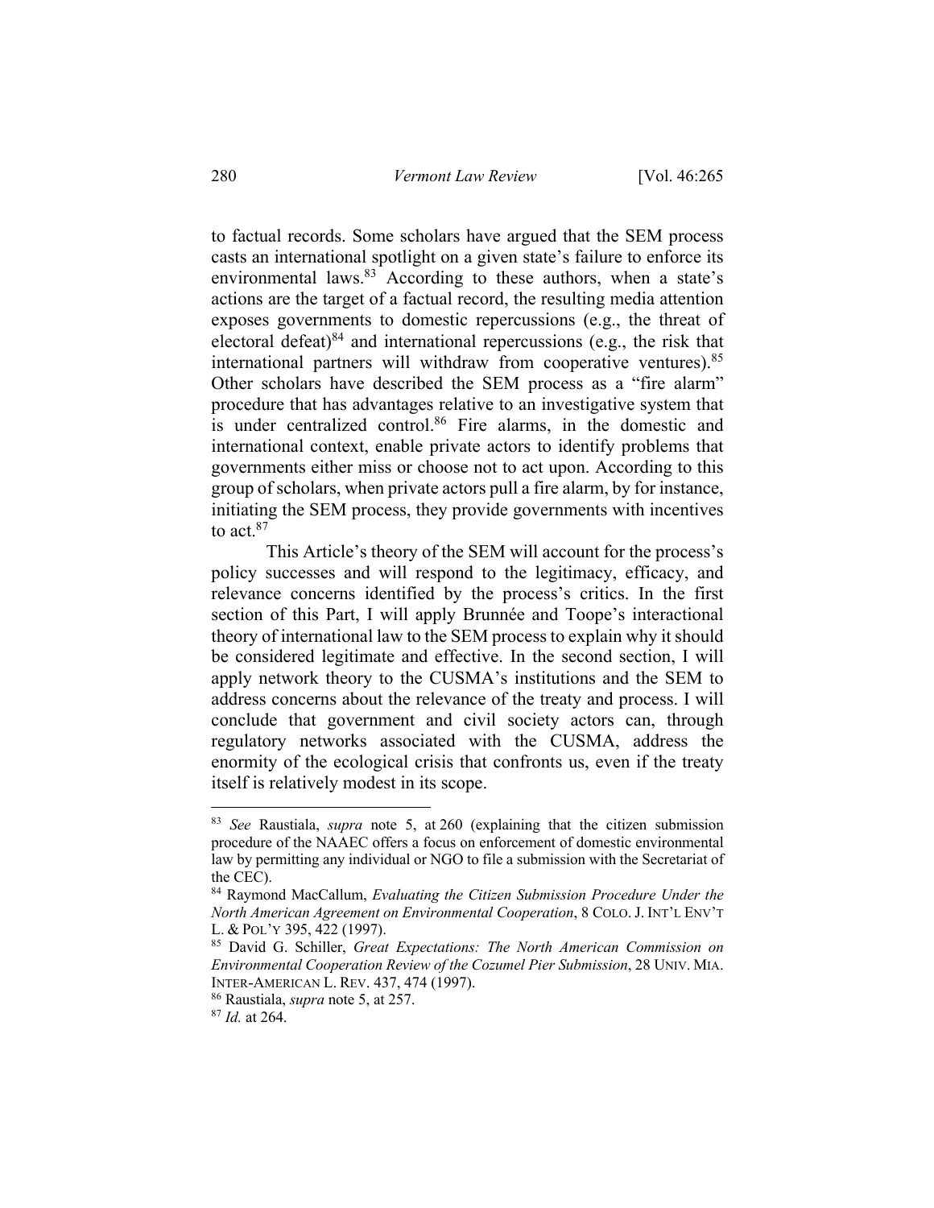to factual records. Some scholars have argued that the SEM process casts an international spotlight on a given state's failure to enforce its environmental laws.[83] According to these authors, when a state's actions are the target of a factual record, the resulting media attention exposes governments to domestic repercussions (e.g., the threat of electoral defeat)[84] and international repercussions (e.g., the risk that international partners will withdraw from cooperative ventures).[85] Other scholars have described the SEM process as a "fire alarm" procedure that has advantages relative to an investigative system that is under centralized control.[86] Fire alarms, in the domestic and international context, enable private actors to identify problems that governments either miss or choose not to act upon. According to this group of scholars, when private actors pull a fire alarm, by for instance, initiating the SEM process, they provide governments with incentives to act.[87]

This Article's theory of the SEM will account for the process's policy successes and will respond to the legitimacy, efficacy, and relevance concerns identified by the process's critics. In the first section of this Part, I will apply Brunnée and Toope's interactional theory of international law to the SEM process to explain why it should be considered legitimate and effective. In the second section, I will apply network theory to the CUSMA's institutions and the SEM to address concerns about the relevance of the treaty and process. I will conclude that government and civil society actors can, through regulatory networks associated with the CUSMA, address the enormity of the ecological crisis that confronts us, even if the treaty itself is relatively modest in its scope.

---

[83] *See* Raustiala, *supra* note 5, at 260 (explaining that the citizen submission procedure of the NAAEC offers a focus on enforcement of domestic environmental law by permitting any individual or NGO to file a submission with the Secretariat of the CEC).

[84] Raymond MacCallum, *Evaluating the Citizen Submission Procedure Under the North American Agreement on Environmental Cooperation*, 8 COLO. J. INT'L ENV'T L. & POL'Y 395, 422 (1997).

[85] David G. Schiller, *Great Expectations: The North American Commission on Environmental Cooperation Review of the Cozumel Pier Submission*, 28 UNIV. MIA. INTER-AMERICAN L. REV. 437, 474 (1997).

[86] Raustiala, *supra* note 5, at 257.

[87] *Id.* at 264.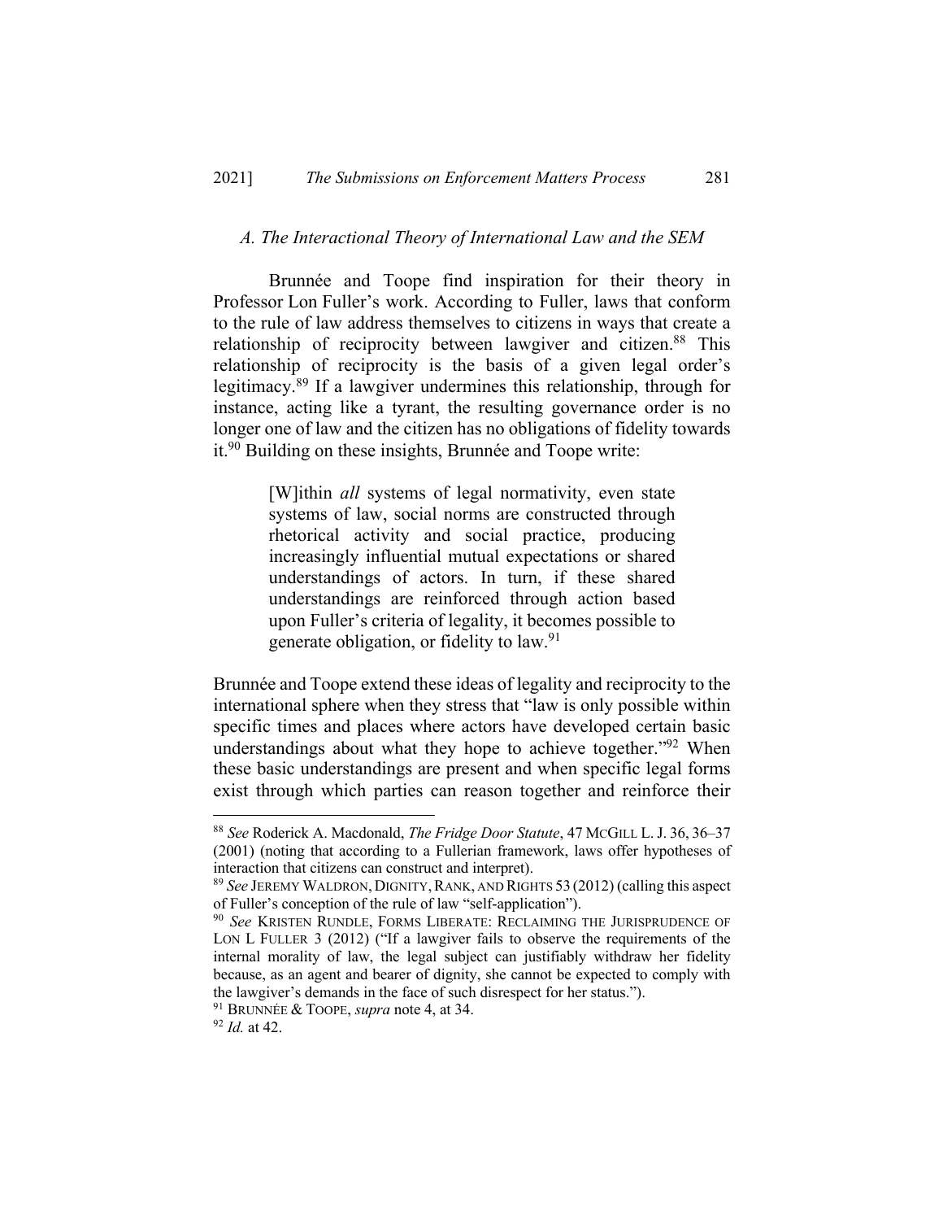### *A. The Interactional Theory of International Law and the SEM*

Brunnée and Toope find inspiration for their theory in Professor Lon Fuller's work. According to Fuller, laws that conform to the rule of law address themselves to citizens in ways that create a relationship of reciprocity between lawgiver and citizen.[88] This relationship of reciprocity is the basis of a given legal order's legitimacy.[89] If a lawgiver undermines this relationship, through for instance, acting like a tyrant, the resulting governance order is no longer one of law and the citizen has no obligations of fidelity towards it.[90] Building on these insights, Brunnée and Toope write:

> [W]ithin *all* systems of legal normativity, even state systems of law, social norms are constructed through rhetorical activity and social practice, producing increasingly influential mutual expectations or shared understandings of actors. In turn, if these shared understandings are reinforced through action based upon Fuller's criteria of legality, it becomes possible to generate obligation, or fidelity to law.[91]

Brunnée and Toope extend these ideas of legality and reciprocity to the international sphere when they stress that "law is only possible within specific times and places where actors have developed certain basic understandings about what they hope to achieve together."[92] When these basic understandings are present and when specific legal forms exist through which parties can reason together and reinforce their

---

[88] *See* Roderick A. Macdonald, *The Fridge Door Statute*, 47 MCGILL L. J. 36, 36–37 (2001) (noting that according to a Fullerian framework, laws offer hypotheses of interaction that citizens can construct and interpret).

[89] *See* JEREMY WALDRON, DIGNITY, RANK, AND RIGHTS 53 (2012) (calling this aspect of Fuller's conception of the rule of law "self-application").

[90] *See* KRISTEN RUNDLE, FORMS LIBERATE: RECLAIMING THE JURISPRUDENCE OF LON L FULLER 3 (2012) ("If a lawgiver fails to observe the requirements of the internal morality of law, the legal subject can justifiably withdraw her fidelity because, as an agent and bearer of dignity, she cannot be expected to comply with the lawgiver's demands in the face of such disrespect for her status.").

[91] BRUNNÉE & TOOPE, *supra* note 4, at 34.

[92] *Id.* at 42.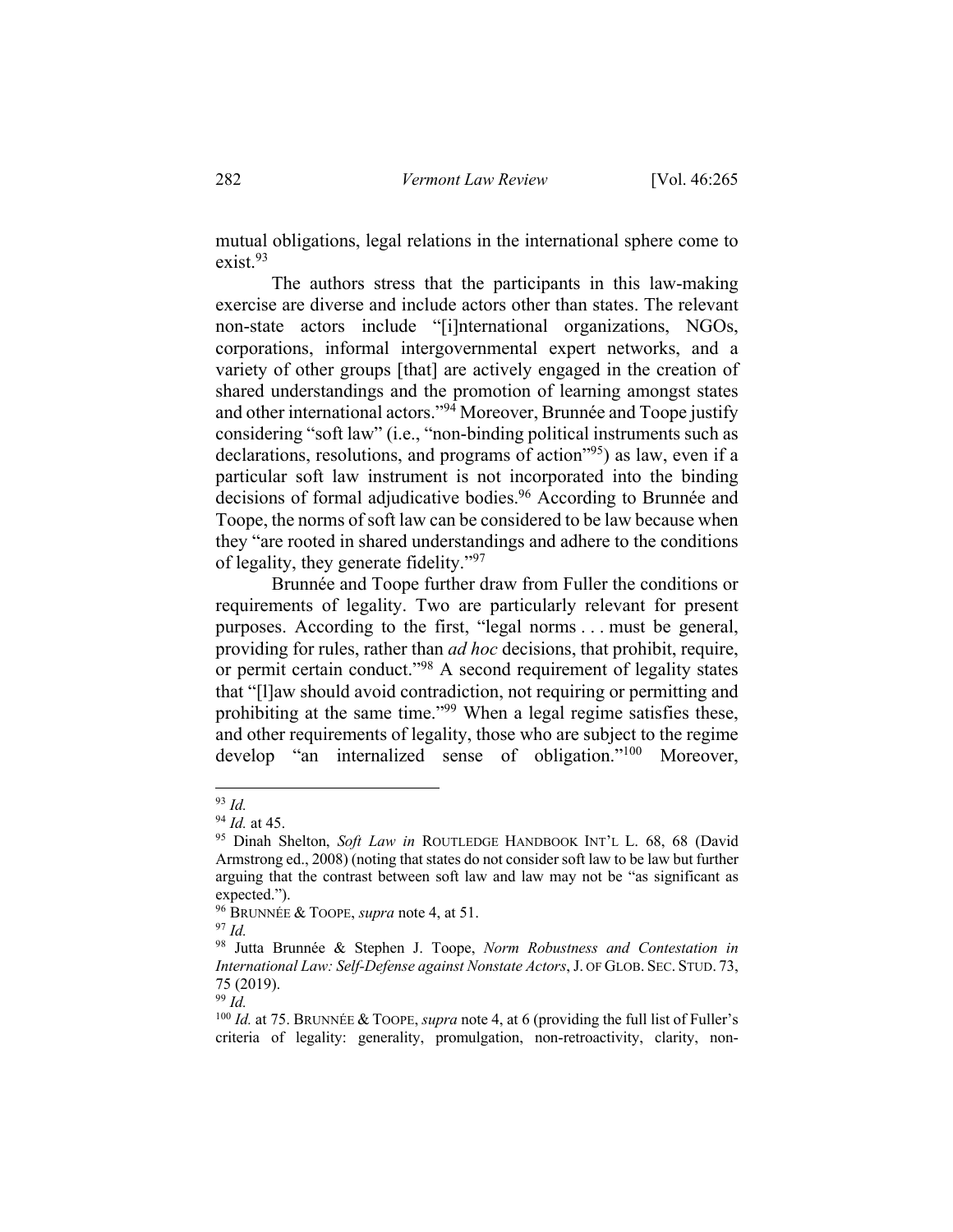mutual obligations, legal relations in the international sphere come to exist.[93]

The authors stress that the participants in this law-making exercise are diverse and include actors other than states. The relevant non-state actors include "[i]nternational organizations, NGOs, corporations, informal intergovernmental expert networks, and a variety of other groups [that] are actively engaged in the creation of shared understandings and the promotion of learning amongst states and other international actors."[94] Moreover, Brunnée and Toope justify considering "soft law" (i.e., "non-binding political instruments such as declarations, resolutions, and programs of action"[95]) as law, even if a particular soft law instrument is not incorporated into the binding decisions of formal adjudicative bodies.[96] According to Brunnée and Toope, the norms of soft law can be considered to be law because when they "are rooted in shared understandings and adhere to the conditions of legality, they generate fidelity."[97]

Brunnée and Toope further draw from Fuller the conditions or requirements of legality. Two are particularly relevant for present purposes. According to the first, "legal norms . . . must be general, providing for rules, rather than *ad hoc* decisions, that prohibit, require, or permit certain conduct."[98] A second requirement of legality states that "[l]aw should avoid contradiction, not requiring or permitting and prohibiting at the same time."[99] When a legal regime satisfies these, and other requirements of legality, those who are subject to the regime develop "an internalized sense of obligation."[100] Moreover,

---

[93] *Id.*

[94] *Id.* at 45.

[95] Dinah Shelton, *Soft Law in* ROUTLEDGE HANDBOOK INT'L L. 68, 68 (David Armstrong ed., 2008) (noting that states do not consider soft law to be law but further arguing that the contrast between soft law and law may not be "as significant as expected.").

[96] BRUNNÉE & TOOPE, *supra* note 4, at 51.

[97] *Id.*

[98] Jutta Brunnée & Stephen J. Toope, *Norm Robustness and Contestation in International Law: Self-Defense against Nonstate Actors*, J. OF GLOB. SEC. STUD. 73, 75 (2019).

[99] *Id.*

[100] *Id.* at 75. BRUNNÉE & TOOPE, *supra* note 4, at 6 (providing the full list of Fuller's criteria of legality: generality, promulgation, non-retroactivity, clarity, non-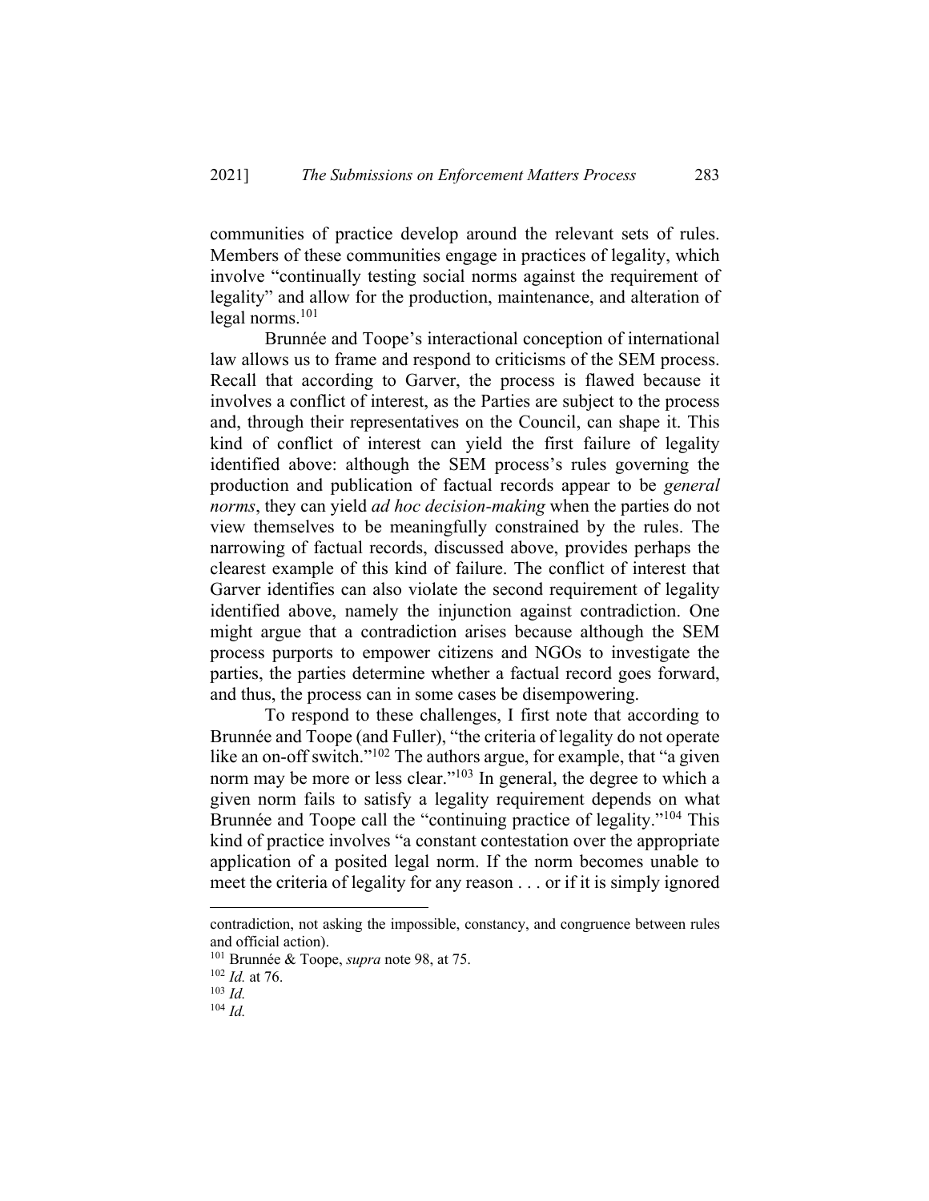communities of practice develop around the relevant sets of rules. Members of these communities engage in practices of legality, which involve "continually testing social norms against the requirement of legality" and allow for the production, maintenance, and alteration of legal norms.[101]

Brunnée and Toope's interactional conception of international law allows us to frame and respond to criticisms of the SEM process. Recall that according to Garver, the process is flawed because it involves a conflict of interest, as the Parties are subject to the process and, through their representatives on the Council, can shape it. This kind of conflict of interest can yield the first failure of legality identified above: although the SEM process's rules governing the production and publication of factual records appear to be *general norms*, they can yield *ad hoc decision-making* when the parties do not view themselves to be meaningfully constrained by the rules. The narrowing of factual records, discussed above, provides perhaps the clearest example of this kind of failure. The conflict of interest that Garver identifies can also violate the second requirement of legality identified above, namely the injunction against contradiction. One might argue that a contradiction arises because although the SEM process purports to empower citizens and NGOs to investigate the parties, the parties determine whether a factual record goes forward, and thus, the process can in some cases be disempowering.

To respond to these challenges, I first note that according to Brunnée and Toope (and Fuller), "the criteria of legality do not operate like an on-off switch."[102] The authors argue, for example, that "a given norm may be more or less clear."[103] In general, the degree to which a given norm fails to satisfy a legality requirement depends on what Brunnée and Toope call the "continuing practice of legality."[104] This kind of practice involves "a constant contestation over the appropriate application of a posited legal norm. If the norm becomes unable to meet the criteria of legality for any reason . . . or if it is simply ignored

---

contradiction, not asking the impossible, constancy, and congruence between rules and official action).

[101] Brunnée & Toope, *supra* note 98, at 75.

[102] *Id.* at 76.

[103] *Id.*

[104] *Id.*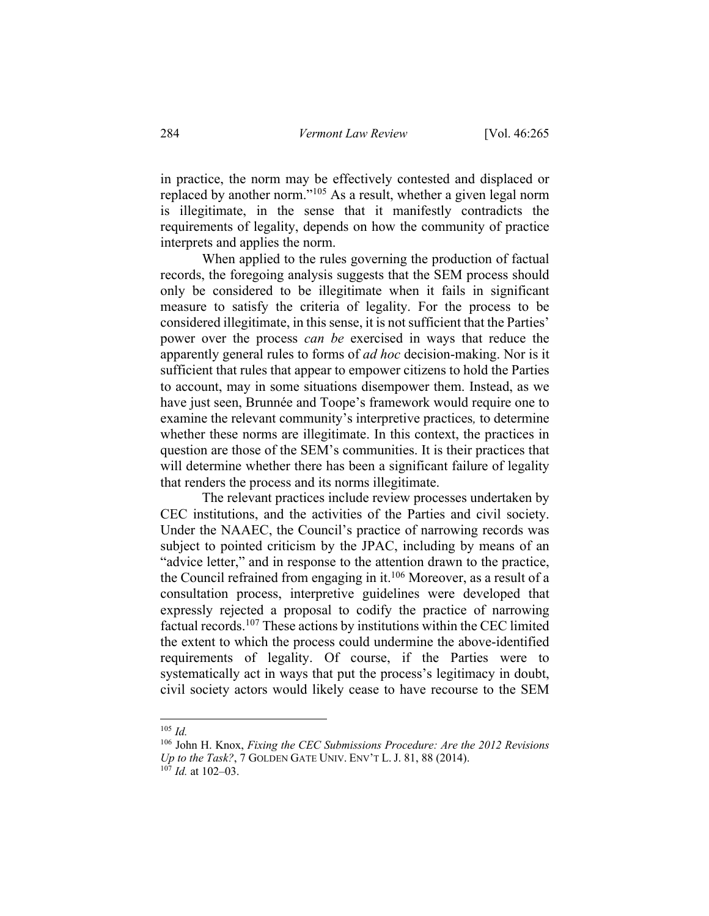in practice, the norm may be effectively contested and displaced or replaced by another norm."[105] As a result, whether a given legal norm is illegitimate, in the sense that it manifestly contradicts the requirements of legality, depends on how the community of practice interprets and applies the norm.

When applied to the rules governing the production of factual records, the foregoing analysis suggests that the SEM process should only be considered to be illegitimate when it fails in significant measure to satisfy the criteria of legality. For the process to be considered illegitimate, in this sense, it is not sufficient that the Parties' power over the process *can be* exercised in ways that reduce the apparently general rules to forms of *ad hoc* decision-making. Nor is it sufficient that rules that appear to empower citizens to hold the Parties to account, may in some situations disempower them. Instead, as we have just seen, Brunnée and Toope's framework would require one to examine the relevant community's interpretive practices*,* to determine whether these norms are illegitimate. In this context, the practices in question are those of the SEM's communities. It is their practices that will determine whether there has been a significant failure of legality that renders the process and its norms illegitimate.

The relevant practices include review processes undertaken by CEC institutions, and the activities of the Parties and civil society. Under the NAAEC, the Council's practice of narrowing records was subject to pointed criticism by the JPAC, including by means of an "advice letter," and in response to the attention drawn to the practice, the Council refrained from engaging in it.[106] Moreover, as a result of a consultation process, interpretive guidelines were developed that expressly rejected a proposal to codify the practice of narrowing factual records.[107] These actions by institutions within the CEC limited the extent to which the process could undermine the above-identified requirements of legality. Of course, if the Parties were to systematically act in ways that put the process's legitimacy in doubt, civil society actors would likely cease to have recourse to the SEM

---

[105] *Id.*

[106] John H. Knox, *Fixing the CEC Submissions Procedure: Are the 2012 Revisions Up to the Task?*, 7 GOLDEN GATE UNIV. ENV'T L. J. 81, 88 (2014).

[107] *Id.* at 102–03.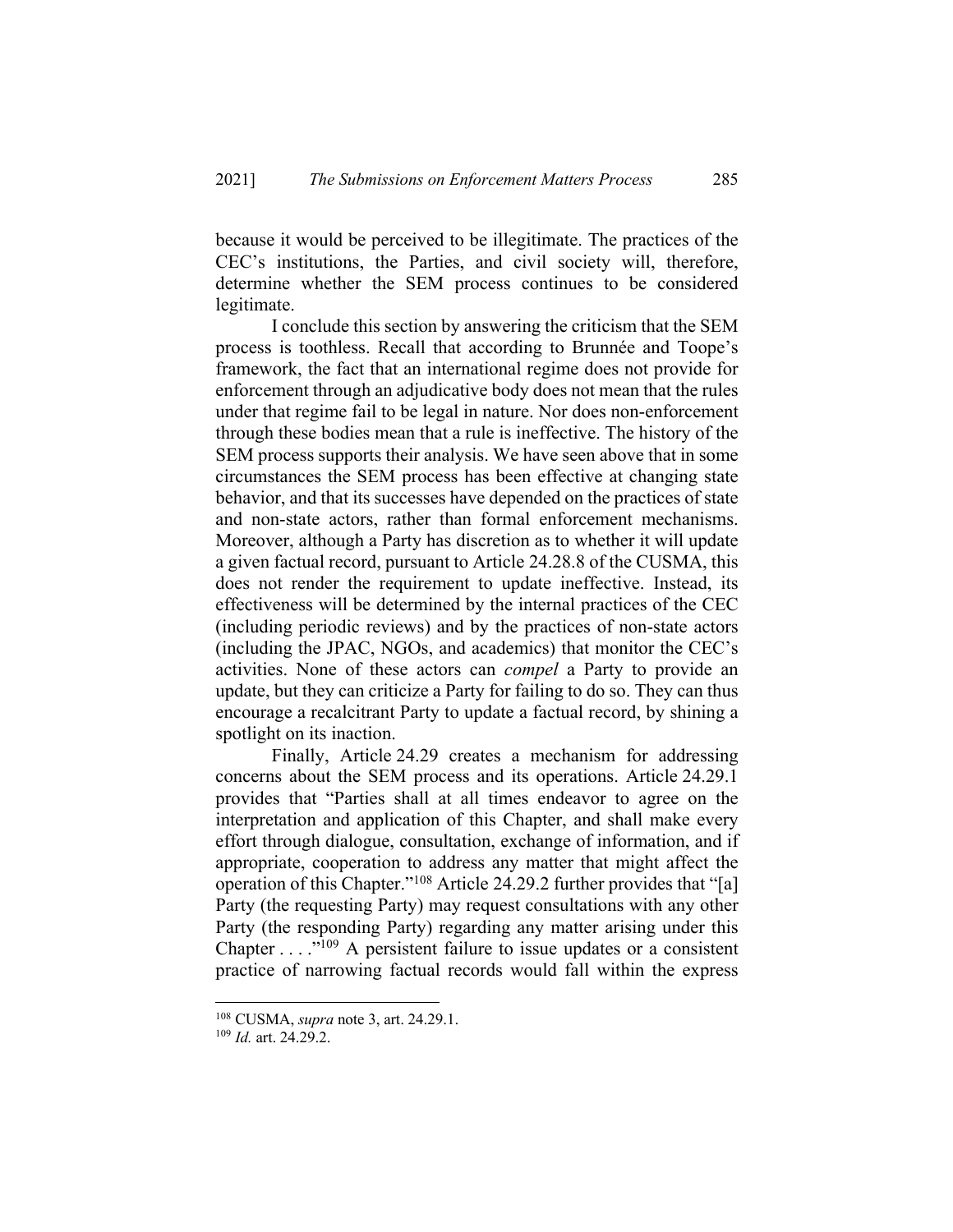because it would be perceived to be illegitimate. The practices of the CEC's institutions, the Parties, and civil society will, therefore, determine whether the SEM process continues to be considered legitimate.

I conclude this section by answering the criticism that the SEM process is toothless. Recall that according to Brunnée and Toope's framework, the fact that an international regime does not provide for enforcement through an adjudicative body does not mean that the rules under that regime fail to be legal in nature. Nor does non-enforcement through these bodies mean that a rule is ineffective. The history of the SEM process supports their analysis. We have seen above that in some circumstances the SEM process has been effective at changing state behavior, and that its successes have depended on the practices of state and non-state actors, rather than formal enforcement mechanisms. Moreover, although a Party has discretion as to whether it will update a given factual record, pursuant to Article 24.28.8 of the CUSMA, this does not render the requirement to update ineffective. Instead, its effectiveness will be determined by the internal practices of the CEC (including periodic reviews) and by the practices of non-state actors (including the JPAC, NGOs, and academics) that monitor the CEC's activities. None of these actors can *compel* a Party to provide an update, but they can criticize a Party for failing to do so. They can thus encourage a recalcitrant Party to update a factual record, by shining a spotlight on its inaction.

Finally, Article 24.29 creates a mechanism for addressing concerns about the SEM process and its operations. Article 24.29.1 provides that "Parties shall at all times endeavor to agree on the interpretation and application of this Chapter, and shall make every effort through dialogue, consultation, exchange of information, and if appropriate, cooperation to address any matter that might affect the operation of this Chapter."[108] Article 24.29.2 further provides that "[a] Party (the requesting Party) may request consultations with any other Party (the responding Party) regarding any matter arising under this Chapter . . . ."[109] A persistent failure to issue updates or a consistent practice of narrowing factual records would fall within the express

[108] CUSMA, *supra* note 3, art. 24.29.1.

[109] *Id.* art. 24.29.2.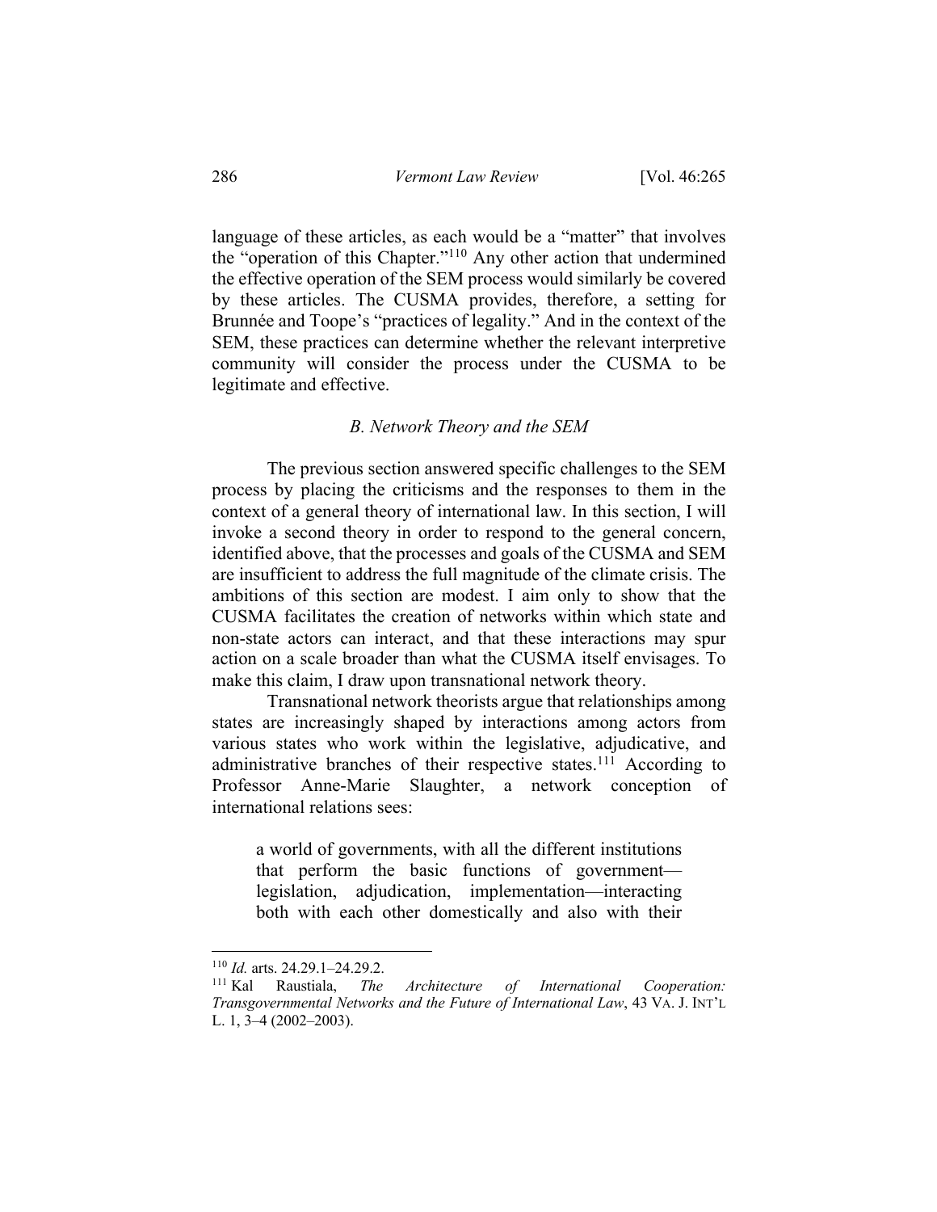language of these articles, as each would be a "matter" that involves the "operation of this Chapter."[110] Any other action that undermined the effective operation of the SEM process would similarly be covered by these articles. The CUSMA provides, therefore, a setting for Brunnée and Toope's "practices of legality." And in the context of the SEM, these practices can determine whether the relevant interpretive community will consider the process under the CUSMA to be legitimate and effective.

### *B. Network Theory and the SEM*

The previous section answered specific challenges to the SEM process by placing the criticisms and the responses to them in the context of a general theory of international law. In this section, I will invoke a second theory in order to respond to the general concern, identified above, that the processes and goals of the CUSMA and SEM are insufficient to address the full magnitude of the climate crisis. The ambitions of this section are modest. I aim only to show that the CUSMA facilitates the creation of networks within which state and non-state actors can interact, and that these interactions may spur action on a scale broader than what the CUSMA itself envisages. To make this claim, I draw upon transnational network theory.

Transnational network theorists argue that relationships among states are increasingly shaped by interactions among actors from various states who work within the legislative, adjudicative, and administrative branches of their respective states.[111] According to Professor Anne-Marie Slaughter, a network conception of international relations sees:

> a world of governments, with all the different institutions that perform the basic functions of government—legislation, adjudication, implementation—interacting both with each other domestically and also with their

---

[110] *Id.* arts. 24.29.1–24.29.2.

[111] Kal Raustiala, *The Architecture of International Cooperation: Transgovernmental Networks and the Future of International Law*, 43 VA. J. INT'L L. 1, 3–4 (2002–2003).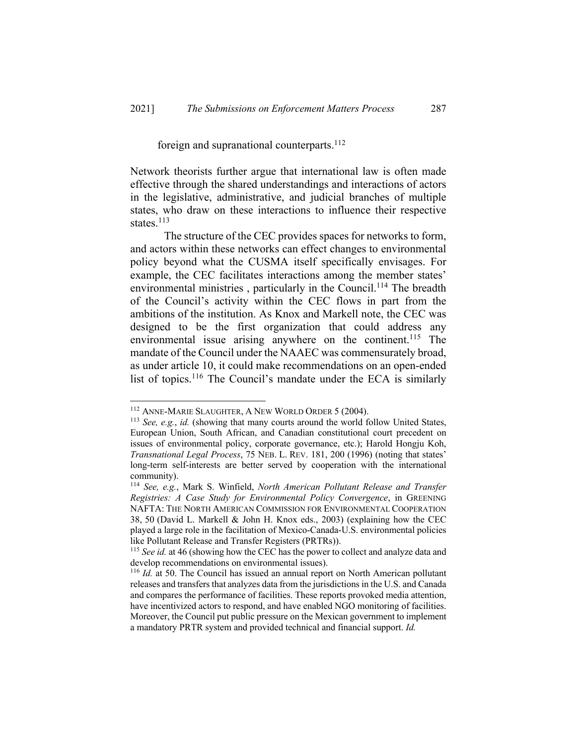foreign and supranational counterparts.[112]

Network theorists further argue that international law is often made effective through the shared understandings and interactions of actors in the legislative, administrative, and judicial branches of multiple states, who draw on these interactions to influence their respective states.[113]

The structure of the CEC provides spaces for networks to form, and actors within these networks can effect changes to environmental policy beyond what the CUSMA itself specifically envisages. For example, the CEC facilitates interactions among the member states' environmental ministries , particularly in the Council.[114] The breadth of the Council's activity within the CEC flows in part from the ambitions of the institution. As Knox and Markell note, the CEC was designed to be the first organization that could address any environmental issue arising anywhere on the continent.[115] The mandate of the Council under the NAAEC was commensurately broad, as under article 10, it could make recommendations on an open-ended list of topics.[116] The Council's mandate under the ECA is similarly

---

[112] ANNE-MARIE SLAUGHTER, A NEW WORLD ORDER 5 (2004).

[113] *See, e.g.*, *id.* (showing that many courts around the world follow United States, European Union, South African, and Canadian constitutional court precedent on issues of environmental policy, corporate governance, etc.); Harold Hongju Koh, *Transnational Legal Process*, 75 NEB. L. REV. 181, 200 (1996) (noting that states' long-term self-interests are better served by cooperation with the international community).

[114] *See, e.g.*, Mark S. Winfield, *North American Pollutant Release and Transfer Registries: A Case Study for Environmental Policy Convergence*, in GREENING NAFTA: THE NORTH AMERICAN COMMISSION FOR ENVIRONMENTAL COOPERATION 38, 50 (David L. Markell & John H. Knox eds., 2003) (explaining how the CEC played a large role in the facilitation of Mexico-Canada-U.S. environmental policies like Pollutant Release and Transfer Registers (PRTRs)).

[115] *See id.* at 46 (showing how the CEC has the power to collect and analyze data and develop recommendations on environmental issues).

[116] *Id.* at 50. The Council has issued an annual report on North American pollutant releases and transfers that analyzes data from the jurisdictions in the U.S. and Canada and compares the performance of facilities. These reports provoked media attention, have incentivized actors to respond, and have enabled NGO monitoring of facilities. Moreover, the Council put public pressure on the Mexican government to implement a mandatory PRTR system and provided technical and financial support. *Id.*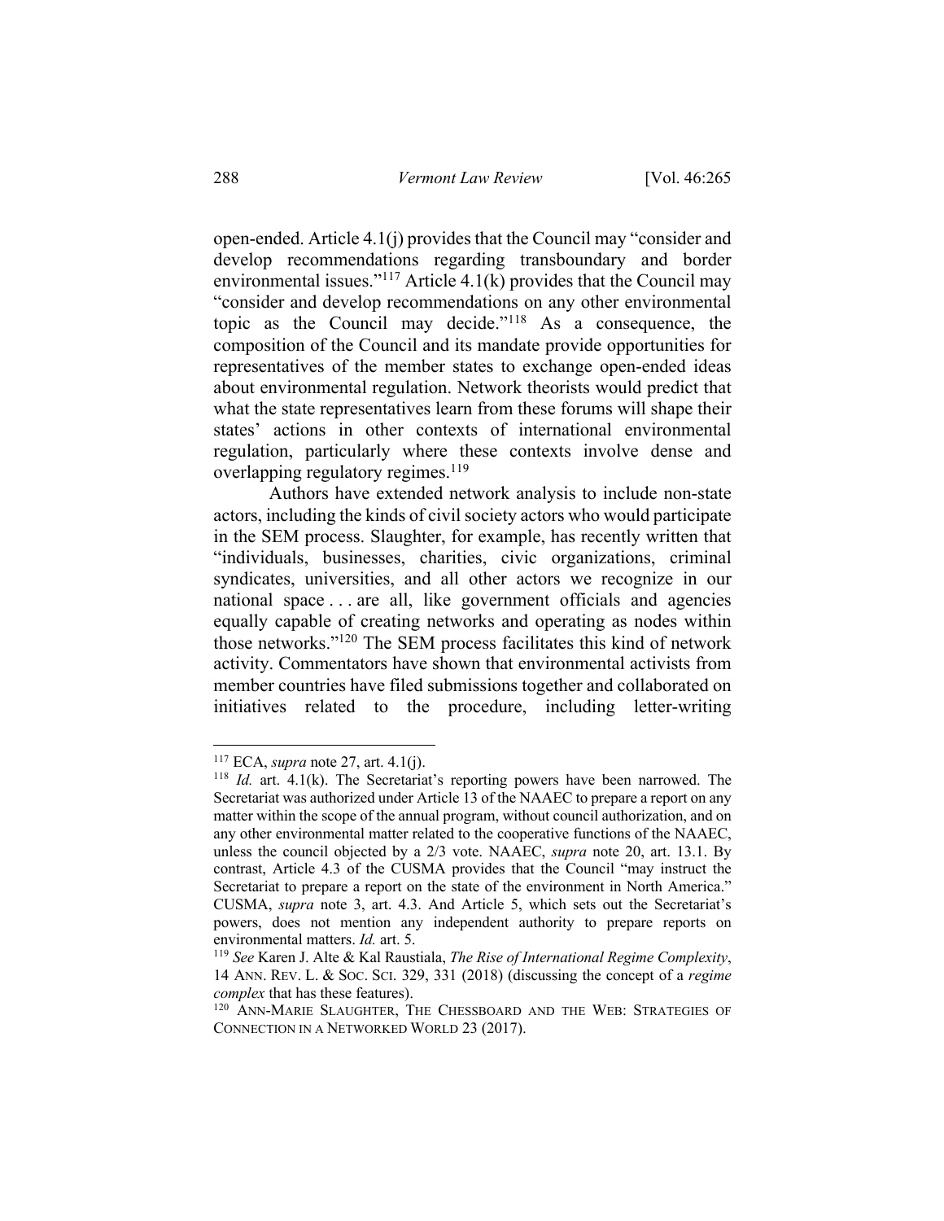open-ended. Article 4.1(j) provides that the Council may "consider and develop recommendations regarding transboundary and border environmental issues."[117] Article 4.1(k) provides that the Council may "consider and develop recommendations on any other environmental topic as the Council may decide."[118] As a consequence, the composition of the Council and its mandate provide opportunities for representatives of the member states to exchange open-ended ideas about environmental regulation. Network theorists would predict that what the state representatives learn from these forums will shape their states' actions in other contexts of international environmental regulation, particularly where these contexts involve dense and overlapping regulatory regimes.[119]

Authors have extended network analysis to include non-state actors, including the kinds of civil society actors who would participate in the SEM process. Slaughter, for example, has recently written that "individuals, businesses, charities, civic organizations, criminal syndicates, universities, and all other actors we recognize in our national space . . . are all, like government officials and agencies equally capable of creating networks and operating as nodes within those networks."[120] The SEM process facilitates this kind of network activity. Commentators have shown that environmental activists from member countries have filed submissions together and collaborated on initiatives related to the procedure, including letter-writing

---

[117] ECA, *supra* note 27, art. 4.1(j).

[118] *Id.* art. 4.1(k). The Secretariat's reporting powers have been narrowed. The Secretariat was authorized under Article 13 of the NAAEC to prepare a report on any matter within the scope of the annual program, without council authorization, and on any other environmental matter related to the cooperative functions of the NAAEC, unless the council objected by a 2/3 vote. NAAEC, *supra* note 20, art. 13.1. By contrast, Article 4.3 of the CUSMA provides that the Council "may instruct the Secretariat to prepare a report on the state of the environment in North America." CUSMA, *supra* note 3, art. 4.3. And Article 5, which sets out the Secretariat's powers, does not mention any independent authority to prepare reports on environmental matters. *Id.* art. 5.

[119] *See* Karen J. Alte & Kal Raustiala, *The Rise of International Regime Complexity*, 14 ANN. REV. L. & SOC. SCI. 329, 331 (2018) (discussing the concept of a *regime complex* that has these features).

[120] ANN-MARIE SLAUGHTER, THE CHESSBOARD AND THE WEB: STRATEGIES OF CONNECTION IN A NETWORKED WORLD 23 (2017).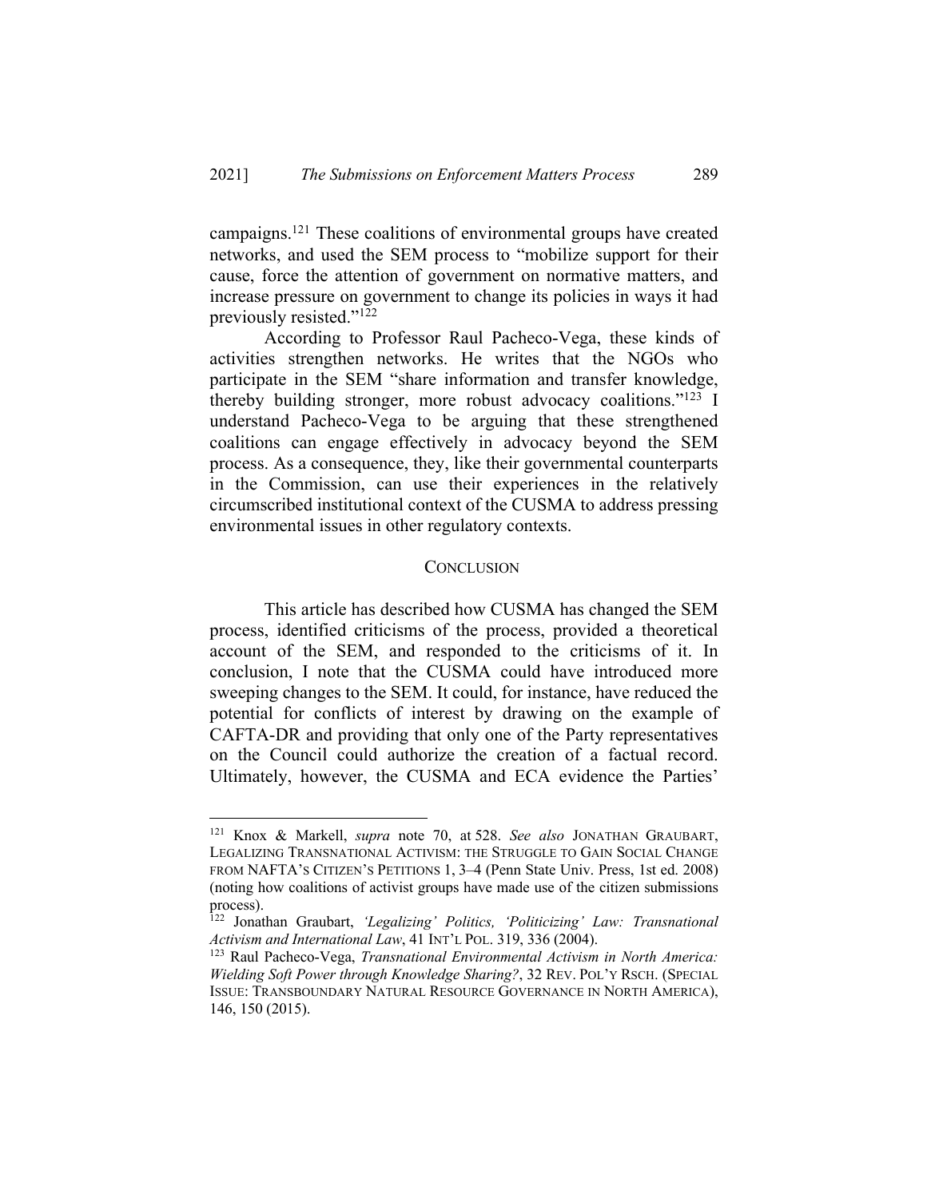campaigns.[121] These coalitions of environmental groups have created networks, and used the SEM process to "mobilize support for their cause, force the attention of government on normative matters, and increase pressure on government to change its policies in ways it had previously resisted."[122]

According to Professor Raul Pacheco-Vega, these kinds of activities strengthen networks. He writes that the NGOs who participate in the SEM "share information and transfer knowledge, thereby building stronger, more robust advocacy coalitions."[123] I understand Pacheco-Vega to be arguing that these strengthened coalitions can engage effectively in advocacy beyond the SEM process. As a consequence, they, like their governmental counterparts in the Commission, can use their experiences in the relatively circumscribed institutional context of the CUSMA to address pressing environmental issues in other regulatory contexts.

## CONCLUSION

This article has described how CUSMA has changed the SEM process, identified criticisms of the process, provided a theoretical account of the SEM, and responded to the criticisms of it. In conclusion, I note that the CUSMA could have introduced more sweeping changes to the SEM. It could, for instance, have reduced the potential for conflicts of interest by drawing on the example of CAFTA-DR and providing that only one of the Party representatives on the Council could authorize the creation of a factual record. Ultimately, however, the CUSMA and ECA evidence the Parties'

---

[121] Knox & Markell, *supra* note 70, at 528. *See also* JONATHAN GRAUBART, LEGALIZING TRANSNATIONAL ACTIVISM: THE STRUGGLE TO GAIN SOCIAL CHANGE FROM NAFTA'S CITIZEN'S PETITIONS 1, 3–4 (Penn State Univ. Press, 1st ed. 2008) (noting how coalitions of activist groups have made use of the citizen submissions process).

[122] Jonathan Graubart, *'Legalizing' Politics, 'Politicizing' Law: Transnational Activism and International Law*, 41 INT'L POL. 319, 336 (2004).

[123] Raul Pacheco-Vega, *Transnational Environmental Activism in North America: Wielding Soft Power through Knowledge Sharing?*, 32 REV. POL'Y RSCH. (SPECIAL ISSUE: TRANSBOUNDARY NATURAL RESOURCE GOVERNANCE IN NORTH AMERICA), 146, 150 (2015).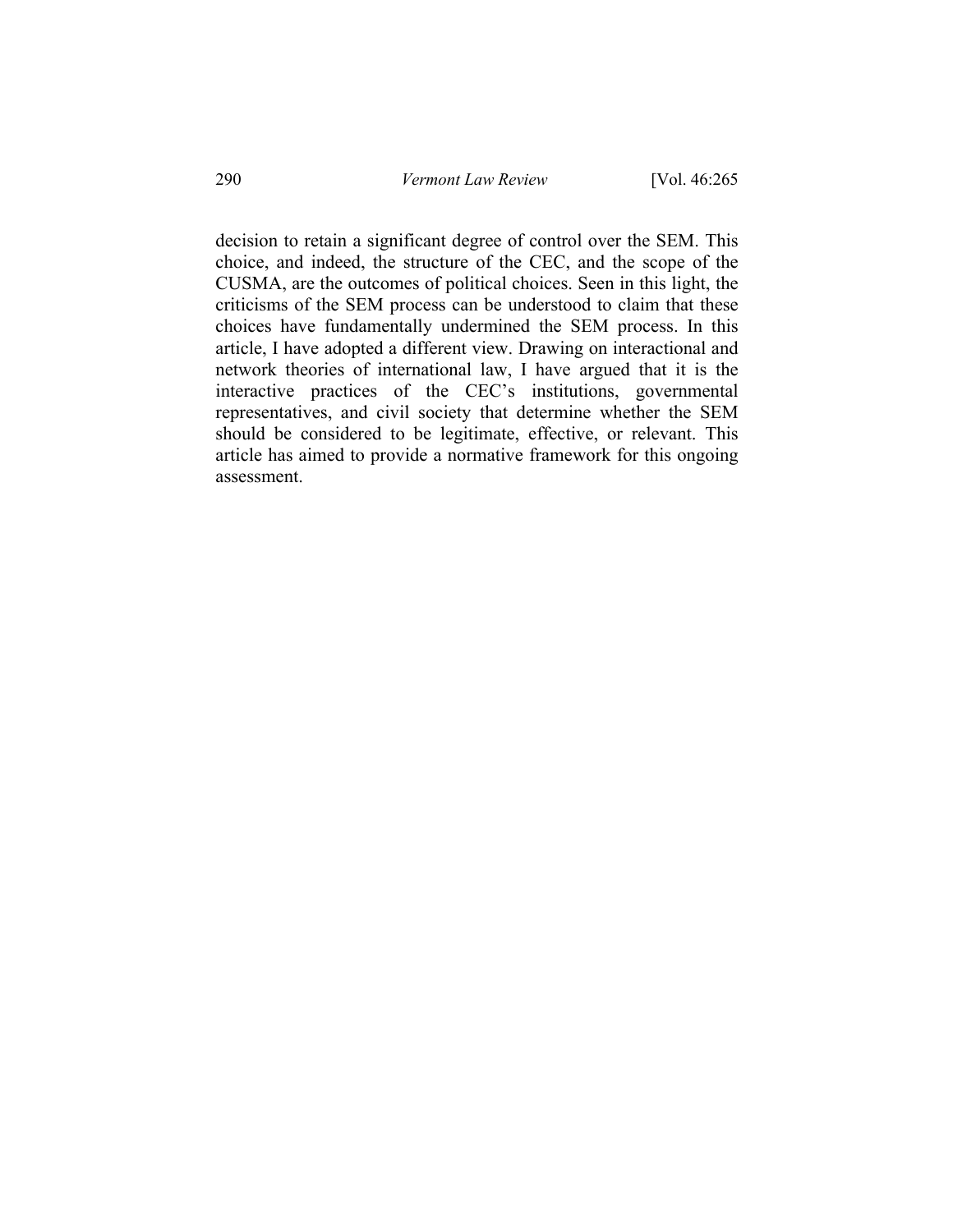decision to retain a significant degree of control over the SEM. This choice, and indeed, the structure of the CEC, and the scope of the CUSMA, are the outcomes of political choices. Seen in this light, the criticisms of the SEM process can be understood to claim that these choices have fundamentally undermined the SEM process. In this article, I have adopted a different view. Drawing on interactional and network theories of international law, I have argued that it is the interactive practices of the CEC's institutions, governmental representatives, and civil society that determine whether the SEM should be considered to be legitimate, effective, or relevant. This article has aimed to provide a normative framework for this ongoing assessment.